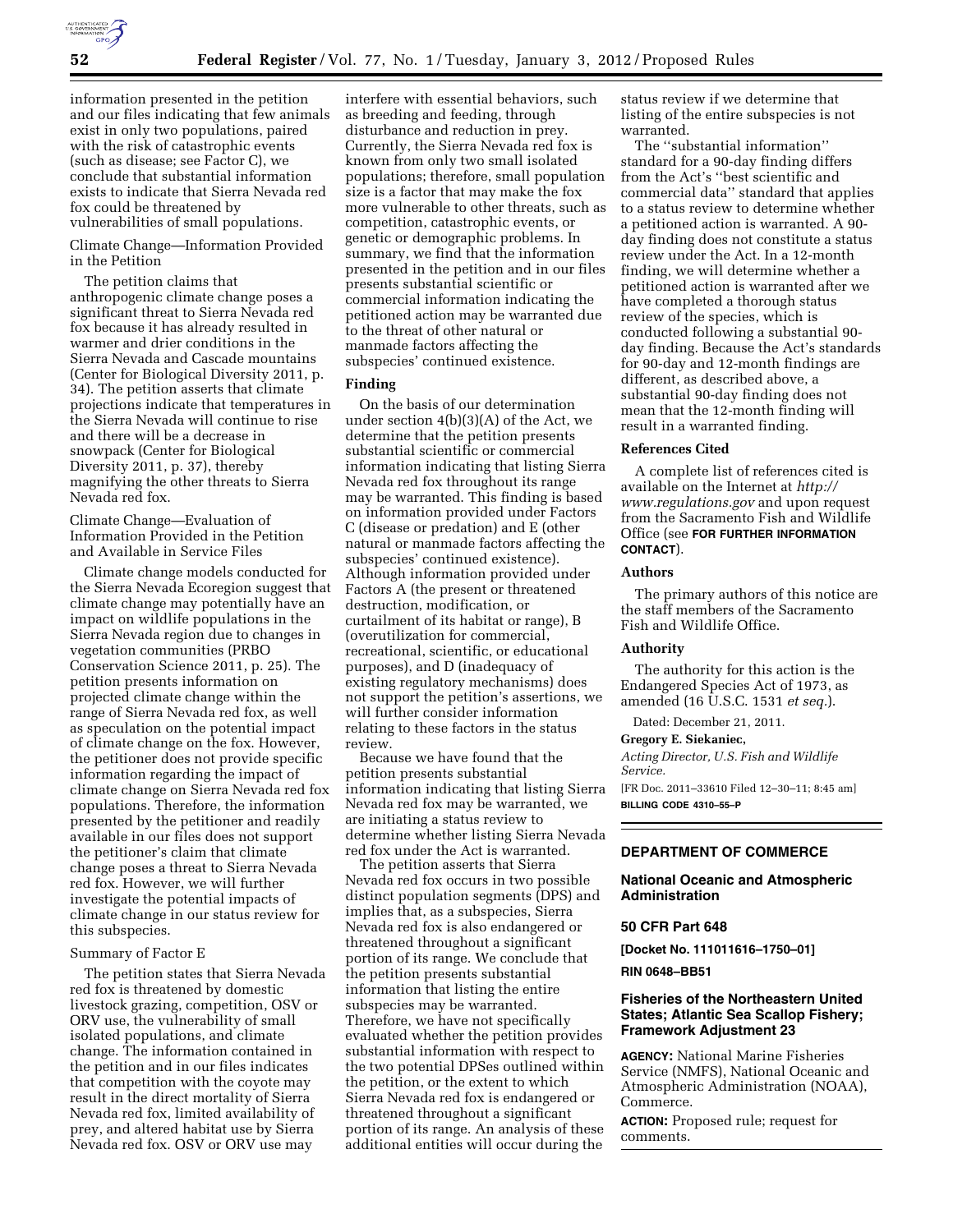information presented in the petition and our files indicating that few animals exist in only two populations, paired with the risk of catastrophic events (such as disease; see Factor C), we conclude that substantial information exists to indicate that Sierra Nevada red fox could be threatened by vulnerabilities of small populations.

Climate Change—Information Provided in the Petition

The petition claims that anthropogenic climate change poses a significant threat to Sierra Nevada red fox because it has already resulted in warmer and drier conditions in the Sierra Nevada and Cascade mountains (Center for Biological Diversity 2011, p. 34). The petition asserts that climate projections indicate that temperatures in the Sierra Nevada will continue to rise and there will be a decrease in snowpack (Center for Biological Diversity 2011, p. 37), thereby magnifying the other threats to Sierra Nevada red fox.

Climate Change—Evaluation of Information Provided in the Petition and Available in Service Files

Climate change models conducted for the Sierra Nevada Ecoregion suggest that climate change may potentially have an impact on wildlife populations in the Sierra Nevada region due to changes in vegetation communities (PRBO Conservation Science 2011, p. 25). The petition presents information on projected climate change within the range of Sierra Nevada red fox, as well as speculation on the potential impact of climate change on the fox. However, the petitioner does not provide specific information regarding the impact of climate change on Sierra Nevada red fox populations. Therefore, the information presented by the petitioner and readily available in our files does not support the petitioner's claim that climate change poses a threat to Sierra Nevada red fox. However, we will further investigate the potential impacts of climate change in our status review for this subspecies.

Summary of Factor E

The petition states that Sierra Nevada red fox is threatened by domestic livestock grazing, competition, OSV or ORV use, the vulnerability of small isolated populations, and climate change. The information contained in the petition and in our files indicates that competition with the coyote may result in the direct mortality of Sierra Nevada red fox, limited availability of prey, and altered habitat use by Sierra Nevada red fox. OSV or ORV use may interfere with essential behaviors, such as breeding and feeding, through disturbance and reduction in prey. Currently, the Sierra Nevada red fox is known from only two small isolated populations; therefore, small population size is a factor that may make the fox more vulnerable to other threats, such as competition, catastrophic events, or genetic or demographic problems. In summary, we find that the information presented in the petition and in our files presents substantial scientific or commercial information indicating the petitioned action may be warranted due to the threat of other natural or manmade factors affecting the subspecies' continued existence.

## Finding

On the basis of our determination under section 4(b)(3)(A) of the Act, we determine that the petition presents substantial scientific or commercial information indicating that listing Sierra Nevada red fox throughout its range may be warranted. This finding is based on information provided under Factors C (disease or predation) and E (other natural or manmade factors affecting the subspecies' continued existence). Although information provided under Factors A (the present or threatened destruction, modification, or curtailment of its habitat or range), B (overutilization for commercial, recreational, scientific, or educational purposes), and D (inadequacy of existing regulatory mechanisms) does not support the petition's assertions, we will further consider information relating to these factors in the status review.

Because we have found that the petition presents substantial information indicating that listing Sierra Nevada red fox may be warranted, we are initiating a status review to determine whether listing Sierra Nevada red fox under the Act is warranted.

The petition asserts that Sierra Nevada red fox occurs in two possible distinct population segments (DPS) and implies that, as a subspecies, Sierra Nevada red fox is also endangered or threatened throughout a significant portion of its range. We conclude that the petition presents substantial information that listing the entire subspecies may be warranted. Therefore, we have not specifically evaluated whether the petition provides substantial information with respect to the two potential DPSes outlined within the petition, or the extent to which Sierra Nevada red fox is endangered or threatened throughout a significant portion of its range. An analysis of these additional entities will occur during the status review if we determine that listing of the entire subspecies is not warranted.

The "substantial information" standard for a 90-day finding differs from the Act's "best scientific and commercial data" standard that applies to a status review to determine whether a petitioned action is warranted. A 90-day finding does not constitute a status review under the Act. In a 12-month finding, we will determine whether a petitioned action is warranted after we have completed a thorough status review of the species, which is conducted following a substantial 90-day finding. Because the Act's standards for 90-day and 12-month findings are different, as described above, a substantial 90-day finding does not mean that the 12-month finding will result in a warranted finding.

## References Cited

A complete list of references cited is available on the Internet at *http://www.regulations.gov* and upon request from the Sacramento Fish and Wildlife Office (see **FOR FURTHER INFORMATION CONTACT**).

## Authors

The primary authors of this notice are the staff members of the Sacramento Fish and Wildlife Office.

## Authority

The authority for this action is the Endangered Species Act of 1973, as amended (16 U.S.C. 1531 *et seq.*).

Dated: December 21, 2011.

**Gregory E. Siekaniec,**

*Acting Director, U.S. Fish and Wildlife Service.*

[FR Doc. 2011–33610 Filed 12–30–11; 8:45 am]

**BILLING CODE 4310–55–P**

---

## DEPARTMENT OF COMMERCE

## National Oceanic and Atmospheric Administration

## 50 CFR Part 648

**[Docket No. 111011616–1750–01]**

**RIN 0648–BB51**

## Fisheries of the Northeastern United States; Atlantic Sea Scallop Fishery; Framework Adjustment 23

**AGENCY:** National Marine Fisheries Service (NMFS), National Oceanic and Atmospheric Administration (NOAA), Commerce.

**ACTION:** Proposed rule; request for comments.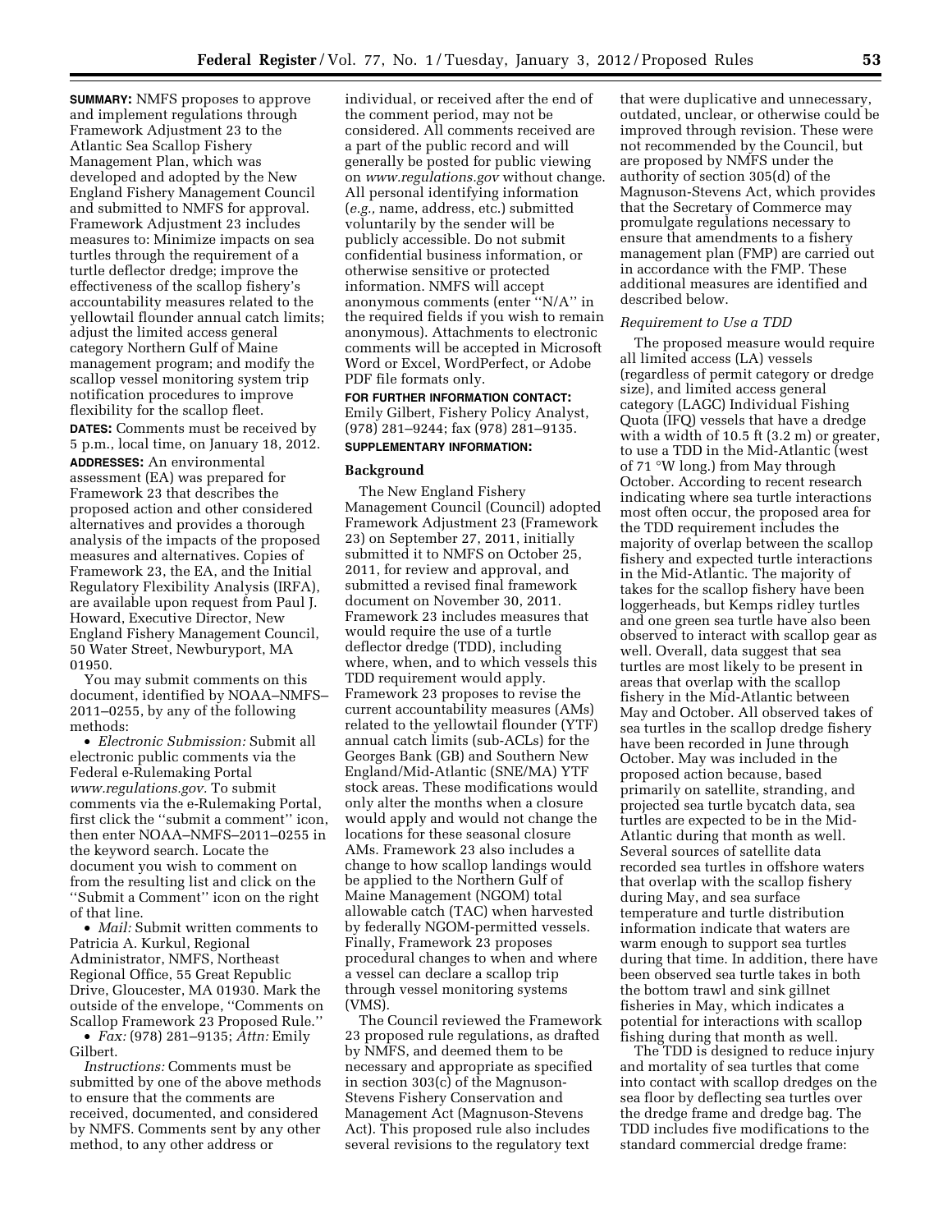**SUMMARY:** NMFS proposes to approve and implement regulations through Framework Adjustment 23 to the Atlantic Sea Scallop Fishery Management Plan, which was developed and adopted by the New England Fishery Management Council and submitted to NMFS for approval. Framework Adjustment 23 includes measures to: Minimize impacts on sea turtles through the requirement of a turtle deflector dredge; improve the effectiveness of the scallop fishery's accountability measures related to the yellowtail flounder annual catch limits; adjust the limited access general category Northern Gulf of Maine management program; and modify the scallop vessel monitoring system trip notification procedures to improve flexibility for the scallop fleet.

**DATES:** Comments must be received by 5 p.m., local time, on January 18, 2012.

**ADDRESSES:** An environmental assessment (EA) was prepared for Framework 23 that describes the proposed action and other considered alternatives and provides a thorough analysis of the impacts of the proposed measures and alternatives. Copies of Framework 23, the EA, and the Initial Regulatory Flexibility Analysis (IRFA), are available upon request from Paul J. Howard, Executive Director, New England Fishery Management Council, 50 Water Street, Newburyport, MA 01950.

You may submit comments on this document, identified by NOAA–NMFS–2011–0255, by any of the following methods:

- *Electronic Submission:* Submit all electronic public comments via the Federal e-Rulemaking Portal *www.regulations.gov.* To submit comments via the e-Rulemaking Portal, first click the "submit a comment" icon, then enter NOAA–NMFS–2011–0255 in the keyword search. Locate the document you wish to comment on from the resulting list and click on the "Submit a Comment" icon on the right of that line.
- *Mail:* Submit written comments to Patricia A. Kurkul, Regional Administrator, NMFS, Northeast Regional Office, 55 Great Republic Drive, Gloucester, MA 01930. Mark the outside of the envelope, "Comments on Scallop Framework 23 Proposed Rule."
- *Fax:* (978) 281–9135; *Attn:* Emily Gilbert.

*Instructions:* Comments must be submitted by one of the above methods to ensure that the comments are received, documented, and considered by NMFS. Comments sent by any other method, to any other address or individual, or received after the end of the comment period, may not be considered. All comments received are a part of the public record and will generally be posted for public viewing on *www.regulations.gov* without change. All personal identifying information (*e.g.,* name, address, etc.) submitted voluntarily by the sender will be publicly accessible. Do not submit confidential business information, or otherwise sensitive or protected information. NMFS will accept anonymous comments (enter "N/A" in the required fields if you wish to remain anonymous). Attachments to electronic comments will be accepted in Microsoft Word or Excel, WordPerfect, or Adobe PDF file formats only.

**FOR FURTHER INFORMATION CONTACT:** Emily Gilbert, Fishery Policy Analyst, (978) 281–9244; fax (978) 281–9135.

**SUPPLEMENTARY INFORMATION:**

## Background

The New England Fishery Management Council (Council) adopted Framework Adjustment 23 (Framework 23) on September 27, 2011, initially submitted it to NMFS on October 25, 2011, for review and approval, and submitted a revised final framework document on November 30, 2011. Framework 23 includes measures that would require the use of a turtle deflector dredge (TDD), including where, when, and to which vessels this TDD requirement would apply. Framework 23 proposes to revise the current accountability measures (AMs) related to the yellowtail flounder (YTF) annual catch limits (sub-ACLs) for the Georges Bank (GB) and Southern New England/Mid-Atlantic (SNE/MA) YTF stock areas. These modifications would only alter the months when a closure would apply and would not change the locations for these seasonal closure AMs. Framework 23 also includes a change to how scallop landings would be applied to the Northern Gulf of Maine Management (NGOM) total allowable catch (TAC) when harvested by federally NGOM-permitted vessels. Finally, Framework 23 proposes procedural changes to when and where a vessel can declare a scallop trip through vessel monitoring systems (VMS).

The Council reviewed the Framework 23 proposed rule regulations, as drafted by NMFS, and deemed them to be necessary and appropriate as specified in section 303(c) of the Magnuson-Stevens Fishery Conservation and Management Act (Magnuson-Stevens Act). This proposed rule also includes several revisions to the regulatory text that were duplicative and unnecessary, outdated, unclear, or otherwise could be improved through revision. These were not recommended by the Council, but are proposed by NMFS under the authority of section 305(d) of the Magnuson-Stevens Act, which provides that the Secretary of Commerce may promulgate regulations necessary to ensure that amendments to a fishery management plan (FMP) are carried out in accordance with the FMP. These additional measures are identified and described below.

### *Requirement to Use a TDD*

The proposed measure would require all limited access (LA) vessels (regardless of permit category or dredge size), and limited access general category (LAGC) Individual Fishing Quota (IFQ) vessels that have a dredge with a width of 10.5 ft (3.2 m) or greater, to use a TDD in the Mid-Atlantic (west of 71 °W long.) from May through October. According to recent research indicating where sea turtle interactions most often occur, the proposed area for the TDD requirement includes the majority of overlap between the scallop fishery and expected turtle interactions in the Mid-Atlantic. The majority of takes for the scallop fishery have been loggerheads, but Kemps ridley turtles and one green sea turtle have also been observed to interact with scallop gear as well. Overall, data suggest that sea turtles are most likely to be present in areas that overlap with the scallop fishery in the Mid-Atlantic between May and October. All observed takes of sea turtles in the scallop dredge fishery have been recorded in June through October. May was included in the proposed action because, based primarily on satellite, stranding, and projected sea turtle bycatch data, sea turtles are expected to be in the Mid-Atlantic during that month as well. Several sources of satellite data recorded sea turtles in offshore waters that overlap with the scallop fishery during May, and sea surface temperature and turtle distribution information indicate that waters are warm enough to support sea turtles during that time. In addition, there have been observed sea turtle takes in both the bottom trawl and sink gillnet fisheries in May, which indicates a potential for interactions with scallop fishing during that month as well.

The TDD is designed to reduce injury and mortality of sea turtles that come into contact with scallop dredges on the sea floor by deflecting sea turtles over the dredge frame and dredge bag. The TDD includes five modifications to the standard commercial dredge frame: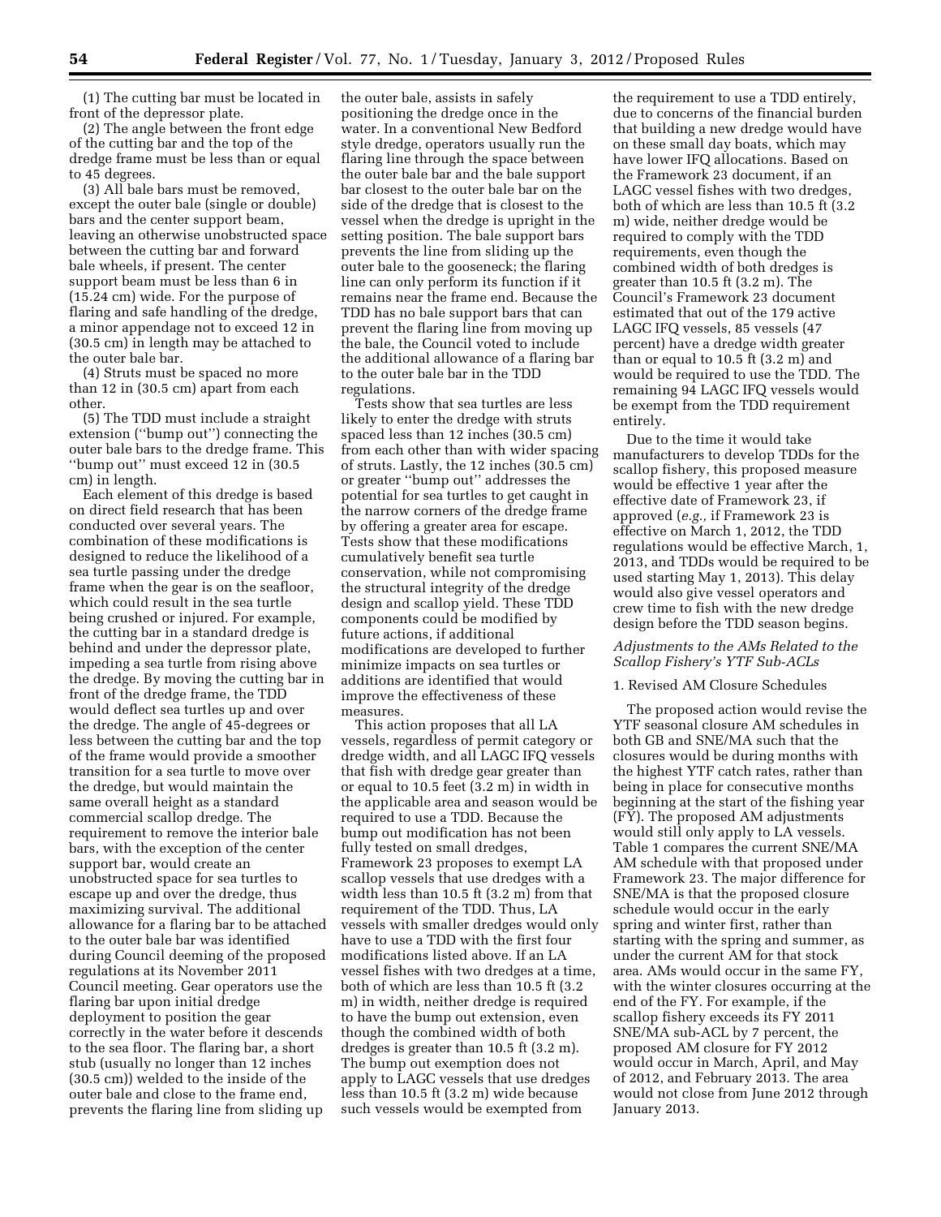(1) The cutting bar must be located in front of the depressor plate.

(2) The angle between the front edge of the cutting bar and the top of the dredge frame must be less than or equal to 45 degrees.

(3) All bale bars must be removed, except the outer bale (single or double) bars and the center support beam, leaving an otherwise unobstructed space between the cutting bar and forward bale wheels, if present. The center support beam must be less than 6 in (15.24 cm) wide. For the purpose of flaring and safe handling of the dredge, a minor appendage not to exceed 12 in (30.5 cm) in length may be attached to the outer bale bar.

(4) Struts must be spaced no more than 12 in (30.5 cm) apart from each other.

(5) The TDD must include a straight extension (''bump out'') connecting the outer bale bars to the dredge frame. This ''bump out'' must exceed 12 in (30.5 cm) in length.

Each element of this dredge is based on direct field research that has been conducted over several years. The combination of these modifications is designed to reduce the likelihood of a sea turtle passing under the dredge frame when the gear is on the seafloor, which could result in the sea turtle being crushed or injured. For example, the cutting bar in a standard dredge is behind and under the depressor plate, impeding a sea turtle from rising above the dredge. By moving the cutting bar in front of the dredge frame, the TDD would deflect sea turtles up and over the dredge. The angle of 45-degrees or less between the cutting bar and the top of the frame would provide a smoother transition for a sea turtle to move over the dredge, but would maintain the same overall height as a standard commercial scallop dredge. The requirement to remove the interior bale bars, with the exception of the center support bar, would create an unobstructed space for sea turtles to escape up and over the dredge, thus maximizing survival. The additional allowance for a flaring bar to be attached to the outer bale bar was identified during Council deeming of the proposed regulations at its November 2011 Council meeting. Gear operators use the flaring bar upon initial dredge deployment to position the gear correctly in the water before it descends to the sea floor. The flaring bar, a short stub (usually no longer than 12 inches (30.5 cm)) welded to the inside of the outer bale and close to the frame end, prevents the flaring line from sliding up the outer bale, assists in safely positioning the dredge once in the water. In a conventional New Bedford style dredge, operators usually run the flaring line through the space between the outer bale bar and the bale support bar closest to the outer bale bar on the side of the dredge that is closest to the vessel when the dredge is upright in the setting position. The bale support bars prevents the line from sliding up the outer bale to the gooseneck; the flaring line can only perform its function if it remains near the frame end. Because the TDD has no bale support bars that can prevent the flaring line from moving up the bale, the Council voted to include the additional allowance of a flaring bar to the outer bale bar in the TDD regulations.

Tests show that sea turtles are less likely to enter the dredge with struts spaced less than 12 inches (30.5 cm) from each other than with wider spacing of struts. Lastly, the 12 inches (30.5 cm) or greater ''bump out'' addresses the potential for sea turtles to get caught in the narrow corners of the dredge frame by offering a greater area for escape. Tests show that these modifications cumulatively benefit sea turtle conservation, while not compromising the structural integrity of the dredge design and scallop yield. These TDD components could be modified by future actions, if additional modifications are developed to further minimize impacts on sea turtles or additions are identified that would improve the effectiveness of these measures.

This action proposes that all LA vessels, regardless of permit category or dredge width, and all LAGC IFQ vessels that fish with dredge gear greater than or equal to 10.5 feet (3.2 m) in width in the applicable area and season would be required to use a TDD. Because the bump out modification has not been fully tested on small dredges, Framework 23 proposes to exempt LA scallop vessels that use dredges with a width less than 10.5 ft (3.2 m) from that requirement of the TDD. Thus, LA vessels with smaller dredges would only have to use a TDD with the first four modifications listed above. If an LA vessel fishes with two dredges at a time, both of which are less than 10.5 ft (3.2 m) in width, neither dredge is required to have the bump out extension, even though the combined width of both dredges is greater than 10.5 ft (3.2 m). The bump out exemption does not apply to LAGC vessels that use dredges less than 10.5 ft (3.2 m) wide because such vessels would be exempted from the requirement to use a TDD entirely, due to concerns of the financial burden that building a new dredge would have on these small day boats, which may have lower IFQ allocations. Based on the Framework 23 document, if an LAGC vessel fishes with two dredges, both of which are less than 10.5 ft (3.2 m) wide, neither dredge would be required to comply with the TDD requirements, even though the combined width of both dredges is greater than 10.5 ft (3.2 m). The Council's Framework 23 document estimated that out of the 179 active LAGC IFQ vessels, 85 vessels (47 percent) have a dredge width greater than or equal to 10.5 ft (3.2 m) and would be required to use the TDD. The remaining 94 LAGC IFQ vessels would be exempt from the TDD requirement entirely.

Due to the time it would take manufacturers to develop TDDs for the scallop fishery, this proposed measure would be effective 1 year after the effective date of Framework 23, if approved (*e.g.,* if Framework 23 is effective on March 1, 2012, the TDD regulations would be effective March, 1, 2013, and TDDs would be required to be used starting May 1, 2013). This delay would also give vessel operators and crew time to fish with the new dredge design before the TDD season begins.

*Adjustments to the AMs Related to the Scallop Fishery's YTF Sub-ACLs*

1. Revised AM Closure Schedules

The proposed action would revise the YTF seasonal closure AM schedules in both GB and SNE/MA such that the closures would be during months with the highest YTF catch rates, rather than being in place for consecutive months beginning at the start of the fishing year (FY). The proposed AM adjustments would still only apply to LA vessels. Table 1 compares the current SNE/MA AM schedule with that proposed under Framework 23. The major difference for SNE/MA is that the proposed closure schedule would occur in the early spring and winter first, rather than starting with the spring and summer, as under the current AM for that stock area. AMs would occur in the same FY, with the winter closures occurring at the end of the FY. For example, if the scallop fishery exceeds its FY 2011 SNE/MA sub-ACL by 7 percent, the proposed AM closure for FY 2012 would occur in March, April, and May of 2012, and February 2013. The area would not close from June 2012 through January 2013.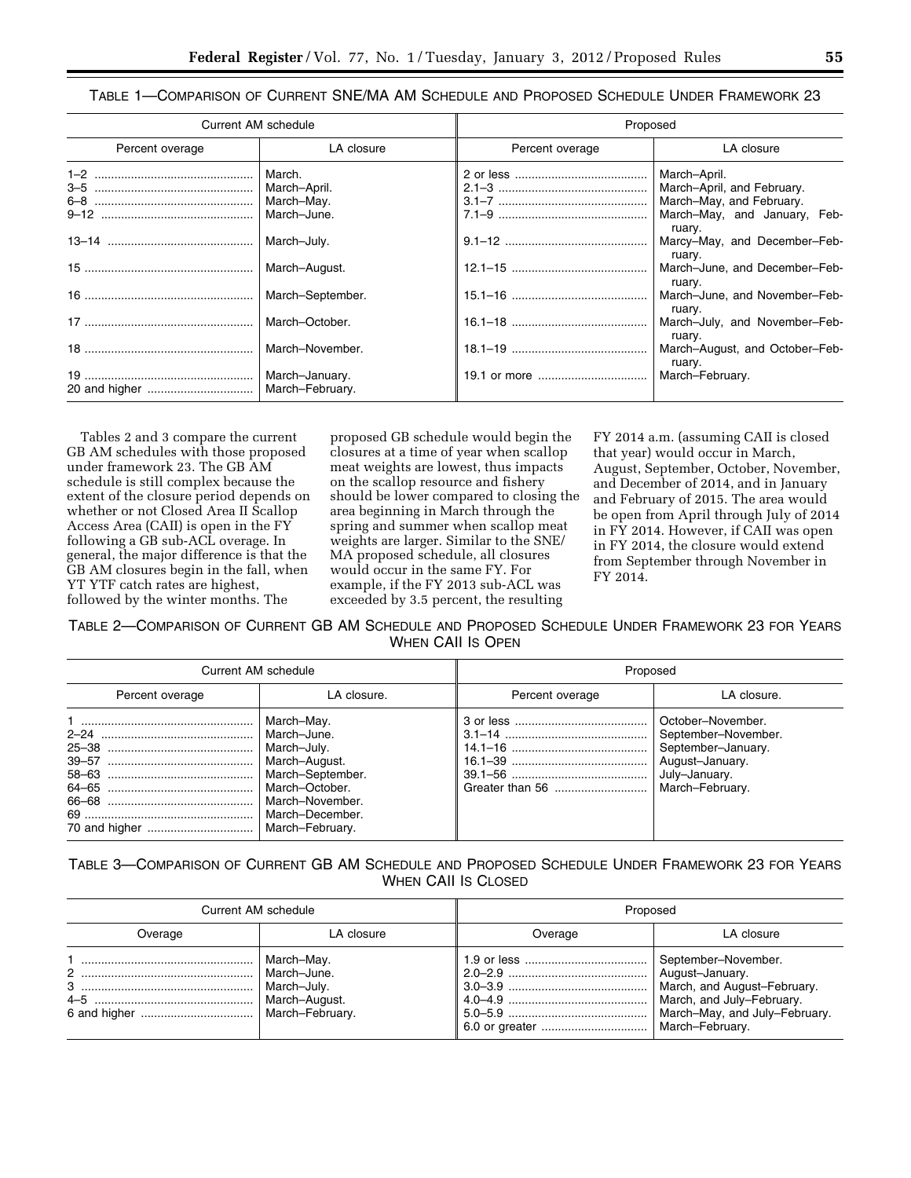TABLE 1—COMPARISON OF CURRENT SNE/MA AM SCHEDULE AND PROPOSED SCHEDULE UNDER FRAMEWORK 23

| Current AM schedule | | Proposed | |
|---|---|---|---|
| Percent overage | LA closure | Percent overage | LA closure |
| 1–2 | March. | 2 or less | March–April. |
| 3–5 | March–April. | 2.1–3 | March–April, and February. |
| 6–8 | March–May. | 3.1–7 | March–May, and February. |
| 9–12 | March–June. | 7.1–9 | March–May, and January, February. |
| 13–14 | March–July. | 9.1–12 | Marcy–May, and December–February. |
| 15 | March–August. | 12.1–15 | March–June, and December–February. |
| 16 | March–September. | 15.1–16 | March–June, and November–February. |
| 17 | March–October. | 16.1–18 | March–July, and November–February. |
| 18 | March–November. | 18.1–19 | March–August, and October–February. |
| 19 | March–January. | 19.1 or more | March–February. |
| 20 and higher | March–February. | | |

Tables 2 and 3 compare the current GB AM schedules with those proposed under framework 23. The GB AM schedule is still complex because the extent of the closure period depends on whether or not Closed Area II Scallop Access Area (CAII) is open in the FY following a GB sub-ACL overage. In general, the major difference is that the GB AM closures begin in the fall, when YT YTF catch rates are highest, followed by the winter months. The proposed GB schedule would begin the closures at a time of year when scallop meat weights are lowest, thus impacts on the scallop resource and fishery should be lower compared to closing the area beginning in March through the spring and summer when scallop meat weights are larger. Similar to the SNE/MA proposed schedule, all closures would occur in the same FY. For example, if the FY 2013 sub-ACL was exceeded by 3.5 percent, the resulting FY 2014 a.m. (assuming CAII is closed that year) would occur in March, August, September, October, November, and December of 2014, and in January and February of 2015. The area would be open from April through July of 2014 in FY 2014. However, if CAII was open in FY 2014, the closure would extend from September through November in FY 2014.

TABLE 2—COMPARISON OF CURRENT GB AM SCHEDULE AND PROPOSED SCHEDULE UNDER FRAMEWORK 23 FOR YEARS WHEN CAII IS OPEN

| Current AM schedule | | Proposed | |
|---|---|---|---|
| Percent overage | LA closure. | Percent overage | LA closure. |
| 1 | March–May. | 3 or less | October–November. |
| 2–24 | March–June. | 3.1–14 | September–November. |
| 25–38 | March–July. | 14.1–16 | September–January. |
| 39–57 | March–August. | 16.1–39 | August–January. |
| 58–63 | March–September. | 39.1–56 | July–January. |
| 64–65 | March–October. | Greater than 56 | March–February. |
| 66–68 | March–November. | | |
| 69 | March–December. | | |
| 70 and higher | March–February. | | |

TABLE 3—COMPARISON OF CURRENT GB AM SCHEDULE AND PROPOSED SCHEDULE UNDER FRAMEWORK 23 FOR YEARS WHEN CAII IS CLOSED

| Current AM schedule | | Proposed | |
|---|---|---|---|
| Overage | LA closure | Overage | LA closure |
| 1 | March–May. | 1.9 or less | September–November. |
| 2 | March–June. | 2.0–2.9 | August–January. |
| 3 | March–July. | 3.0–3.9 | March, and August–February. |
| 4–5 | March–August. | 4.0–4.9 | March, and July–February. |
| 6 and higher | March–February. | 5.0–5.9 | March–May, and July–February. |
| | | 6.0 or greater | March–February. |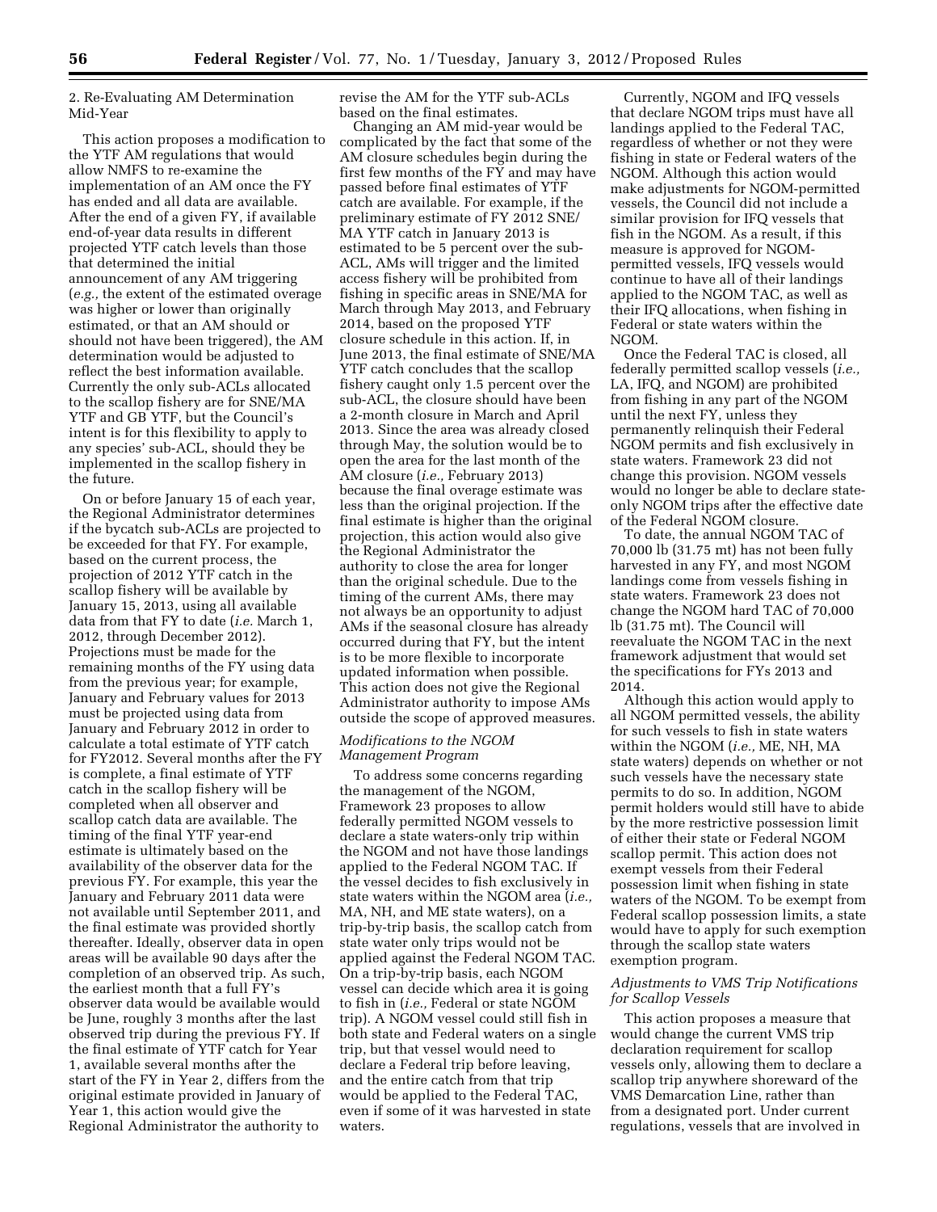2. Re-Evaluating AM Determination Mid-Year

This action proposes a modification to the YTF AM regulations that would allow NMFS to re-examine the implementation of an AM once the FY has ended and all data are available. After the end of a given FY, if available end-of-year data results in different projected YTF catch levels than those that determined the initial announcement of any AM triggering (*e.g.,* the extent of the estimated overage was higher or lower than originally estimated, or that an AM should or should not have been triggered), the AM determination would be adjusted to reflect the best information available. Currently the only sub-ACLs allocated to the scallop fishery are for SNE/MA YTF and GB YTF, but the Council's intent is for this flexibility to apply to any species' sub-ACL, should they be implemented in the scallop fishery in the future.

On or before January 15 of each year, the Regional Administrator determines if the bycatch sub-ACLs are projected to be exceeded for that FY. For example, based on the current process, the projection of 2012 YTF catch in the scallop fishery will be available by January 15, 2013, using all available data from that FY to date (*i.e.* March 1, 2012, through December 2012). Projections must be made for the remaining months of the FY using data from the previous year; for example, January and February values for 2013 must be projected using data from January and February 2012 in order to calculate a total estimate of YTF catch for FY2012. Several months after the FY is complete, a final estimate of YTF catch in the scallop fishery will be completed when all observer and scallop catch data are available. The timing of the final YTF year-end estimate is ultimately based on the availability of the observer data for the previous FY. For example, this year the January and February 2011 data were not available until September 2011, and the final estimate was provided shortly thereafter. Ideally, observer data in open areas will be available 90 days after the completion of an observed trip. As such, the earliest month that a full FY's observer data would be available would be June, roughly 3 months after the last observed trip during the previous FY. If the final estimate of YTF catch for Year 1, available several months after the start of the FY in Year 2, differs from the original estimate provided in January of Year 1, this action would give the Regional Administrator the authority to revise the AM for the YTF sub-ACLs based on the final estimates.

Changing an AM mid-year would be complicated by the fact that some of the AM closure schedules begin during the first few months of the FY and may have passed before final estimates of YTF catch are available. For example, if the preliminary estimate of FY 2012 SNE/MA YTF catch in January 2013 is estimated to be 5 percent over the sub-ACL, AMs will trigger and the limited access fishery will be prohibited from fishing in specific areas in SNE/MA for March through May 2013, and February 2014, based on the proposed YTF closure schedule in this action. If, in June 2013, the final estimate of SNE/MA YTF catch concludes that the scallop fishery caught only 1.5 percent over the sub-ACL, the closure should have been a 2-month closure in March and April 2013. Since the area was already closed through May, the solution would be to open the area for the last month of the AM closure (*i.e.,* February 2013) because the final overage estimate was less than the original projection. If the final estimate is higher than the original projection, this action would also give the Regional Administrator the authority to close the area for longer than the original schedule. Due to the timing of the current AMs, there may not always be an opportunity to adjust AMs if the seasonal closure has already occurred during that FY, but the intent is to be more flexible to incorporate updated information when possible. This action does not give the Regional Administrator authority to impose AMs outside the scope of approved measures.

*Modifications to the NGOM Management Program*

To address some concerns regarding the management of the NGOM, Framework 23 proposes to allow federally permitted NGOM vessels to declare a state waters-only trip within the NGOM and not have those landings applied to the Federal NGOM TAC. If the vessel decides to fish exclusively in state waters within the NGOM area (*i.e.,* MA, NH, and ME state waters), on a trip-by-trip basis, the scallop catch from state water only trips would not be applied against the Federal NGOM TAC. On a trip-by-trip basis, each NGOM vessel can decide which area it is going to fish in (*i.e.,* Federal or state NGOM trip). A NGOM vessel could still fish in both state and Federal waters on a single trip, but that vessel would need to declare a Federal trip before leaving, and the entire catch from that trip would be applied to the Federal TAC, even if some of it was harvested in state waters.

Currently, NGOM and IFQ vessels that declare NGOM trips must have all landings applied to the Federal TAC, regardless of whether or not they were fishing in state or Federal waters of the NGOM. Although this action would make adjustments for NGOM-permitted vessels, the Council did not include a similar provision for IFQ vessels that fish in the NGOM. As a result, if this measure is approved for NGOM-permitted vessels, IFQ vessels would continue to have all of their landings applied to the NGOM TAC, as well as their IFQ allocations, when fishing in Federal or state waters within the NGOM.

Once the Federal TAC is closed, all federally permitted scallop vessels (*i.e.,* LA, IFQ, and NGOM) are prohibited from fishing in any part of the NGOM until the next FY, unless they permanently relinquish their Federal NGOM permits and fish exclusively in state waters. Framework 23 did not change this provision. NGOM vessels would no longer be able to declare state-only NGOM trips after the effective date of the Federal NGOM closure.

To date, the annual NGOM TAC of 70,000 lb (31.75 mt) has not been fully harvested in any FY, and most NGOM landings come from vessels fishing in state waters. Framework 23 does not change the NGOM hard TAC of 70,000 lb (31.75 mt). The Council will reevaluate the NGOM TAC in the next framework adjustment that would set the specifications for FYs 2013 and 2014.

Although this action would apply to all NGOM permitted vessels, the ability for such vessels to fish in state waters within the NGOM (*i.e.,* ME, NH, MA state waters) depends on whether or not such vessels have the necessary state permits to do so. In addition, NGOM permit holders would still have to abide by the more restrictive possession limit of either their state or Federal NGOM scallop permit. This action does not exempt vessels from their Federal possession limit when fishing in state waters of the NGOM. To be exempt from Federal scallop possession limits, a state would have to apply for such exemption through the scallop state waters exemption program.

*Adjustments to VMS Trip Notifications for Scallop Vessels*

This action proposes a measure that would change the current VMS trip declaration requirement for scallop vessels only, allowing them to declare a scallop trip anywhere shoreward of the VMS Demarcation Line, rather than from a designated port. Under current regulations, vessels that are involved in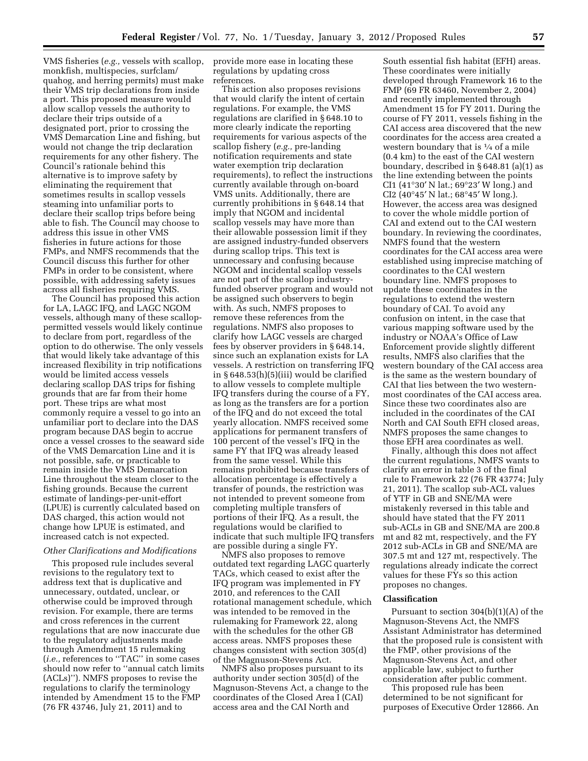VMS fisheries (*e.g.,* vessels with scallop, monkfish, multispecies, surfclam/quahog, and herring permits) must make their VMS trip declarations from inside a port. This proposed measure would allow scallop vessels the authority to declare their trips outside of a designated port, prior to crossing the VMS Demarcation Line and fishing, but would not change the trip declaration requirements for any other fishery. The Council's rationale behind this alternative is to improve safety by eliminating the requirement that sometimes results in scallop vessels steaming into unfamiliar ports to declare their scallop trips before being able to fish. The Council may choose to address this issue in other VMS fisheries in future actions for those FMPs, and NMFS recommends that the Council discuss this further for other FMPs in order to be consistent, where possible, with addressing safety issues across all fisheries requiring VMS.

The Council has proposed this action for LA, LAGC IFQ, and LAGC NGOM vessels, although many of these scallop-permitted vessels would likely continue to declare from port, regardless of the option to do otherwise. The only vessels that would likely take advantage of this increased flexibility in trip notifications would be limited access vessels declaring scallop DAS trips for fishing grounds that are far from their home port. These trips are what most commonly require a vessel to go into an unfamiliar port to declare into the DAS program because DAS begin to accrue once a vessel crosses to the seaward side of the VMS Demarcation Line and it is not possible, safe, or practicable to remain inside the VMS Demarcation Line throughout the steam closer to the fishing grounds. Because the current estimate of landings-per-unit-effort (LPUE) is currently calculated based on DAS charged, this action would not change how LPUE is estimated, and increased catch is not expected.

*Other Clarifications and Modifications*

This proposed rule includes several revisions to the regulatory text to address text that is duplicative and unnecessary, outdated, unclear, or otherwise could be improved through revision. For example, there are terms and cross references in the current regulations that are now inaccurate due to the regulatory adjustments made through Amendment 15 rulemaking (*i.e.,* references to ''TAC'' in some cases should now refer to ''annual catch limits (ACLs)''). NMFS proposes to revise the regulations to clarify the terminology intended by Amendment 15 to the FMP (76 FR 43746, July 21, 2011) and to provide more ease in locating these regulations by updating cross references.

This action also proposes revisions that would clarify the intent of certain regulations. For example, the VMS regulations are clarified in § 648.10 to more clearly indicate the reporting requirements for various aspects of the scallop fishery (*e.g.,* pre-landing notification requirements and state water exemption trip declaration requirements), to reflect the instructions currently available through on-board VMS units. Additionally, there are currently prohibitions in § 648.14 that imply that NGOM and incidental scallop vessels may have more than their allowable possession limit if they are assigned industry-funded observers during scallop trips. This text is unnecessary and confusing because NGOM and incidental scallop vessels are not part of the scallop industry-funded observer program and would not be assigned such observers to begin with. As such, NMFS proposes to remove these references from the regulations. NMFS also proposes to clarify how LAGC vessels are charged fees by observer providers in § 648.14, since such an explanation exists for LA vessels. A restriction on transferring IFQ in § 648.53(h)(5)(iii) would be clarified to allow vessels to complete multiple IFQ transfers during the course of a FY, as long as the transfers are for a portion of the IFQ and do not exceed the total yearly allocation. NMFS received some applications for permanent transfers of 100 percent of the vessel's IFQ in the same FY that IFQ was already leased from the same vessel. While this remains prohibited because transfers of allocation percentage is effectively a transfer of pounds, the restriction was not intended to prevent someone from completing multiple transfers of portions of their IFQ. As a result, the regulations would be clarified to indicate that such multiple IFQ transfers are possible during a single FY.

NMFS also proposes to remove outdated text regarding LAGC quarterly TACs, which ceased to exist after the IFQ program was implemented in FY 2010, and references to the CAII rotational management schedule, which was intended to be removed in the rulemaking for Framework 22, along with the schedules for the other GB access areas. NMFS proposes these changes consistent with section 305(d) of the Magnuson-Stevens Act.

NMFS also proposes pursuant to its authority under section 305(d) of the Magnuson-Stevens Act, a change to the coordinates of the Closed Area I (CAI) access area and the CAI North and South essential fish habitat (EFH) areas. These coordinates were initially developed through Framework 16 to the FMP (69 FR 63460, November 2, 2004) and recently implemented through Amendment 15 for FY 2011. During the course of FY 2011, vessels fishing in the CAI access area discovered that the new coordinates for the access area created a western boundary that is ¼ of a mile (0.4 km) to the east of the CAI western boundary, described in § 648.81 (a)(1) as the line extending between the points CI1 (41°30′ N lat.; 69°23′ W long.) and CI2 (40°45′ N lat.; 68°45′ W long.). However, the access area was designed to cover the whole middle portion of CAI and extend out to the CAI western boundary. In reviewing the coordinates, NMFS found that the western coordinates for the CAI access area were established using imprecise matching of coordinates to the CAI western boundary line. NMFS proposes to update these coordinates in the regulations to extend the western boundary of CAI. To avoid any confusion on intent, in the case that various mapping software used by the industry or NOAA's Office of Law Enforcement provide slightly different results, NMFS also clarifies that the western boundary of the CAI access area is the same as the western boundary of CAI that lies between the two western-most coordinates of the CAI access area. Since these two coordinates also are included in the coordinates of the CAI North and CAI South EFH closed areas, NMFS proposes the same changes to those EFH area coordinates as well.

Finally, although this does not affect the current regulations, NMFS wants to clarify an error in table 3 of the final rule to Framework 22 (76 FR 43774; July 21, 2011). The scallop sub-ACL values of YTF in GB and SNE/MA were mistakenly reversed in this table and should have stated that the FY 2011 sub-ACLs in GB and SNE/MA are 200.8 mt and 82 mt, respectively, and the FY 2012 sub-ACLs in GB and SNE/MA are 307.5 mt and 127 mt, respectively. The regulations already indicate the correct values for these FYs so this action proposes no changes.

## Classification

Pursuant to section 304(b)(1)(A) of the Magnuson-Stevens Act, the NMFS Assistant Administrator has determined that the proposed rule is consistent with the FMP, other provisions of the Magnuson-Stevens Act, and other applicable law, subject to further consideration after public comment.

This proposed rule has been determined to be not significant for purposes of Executive Order 12866. An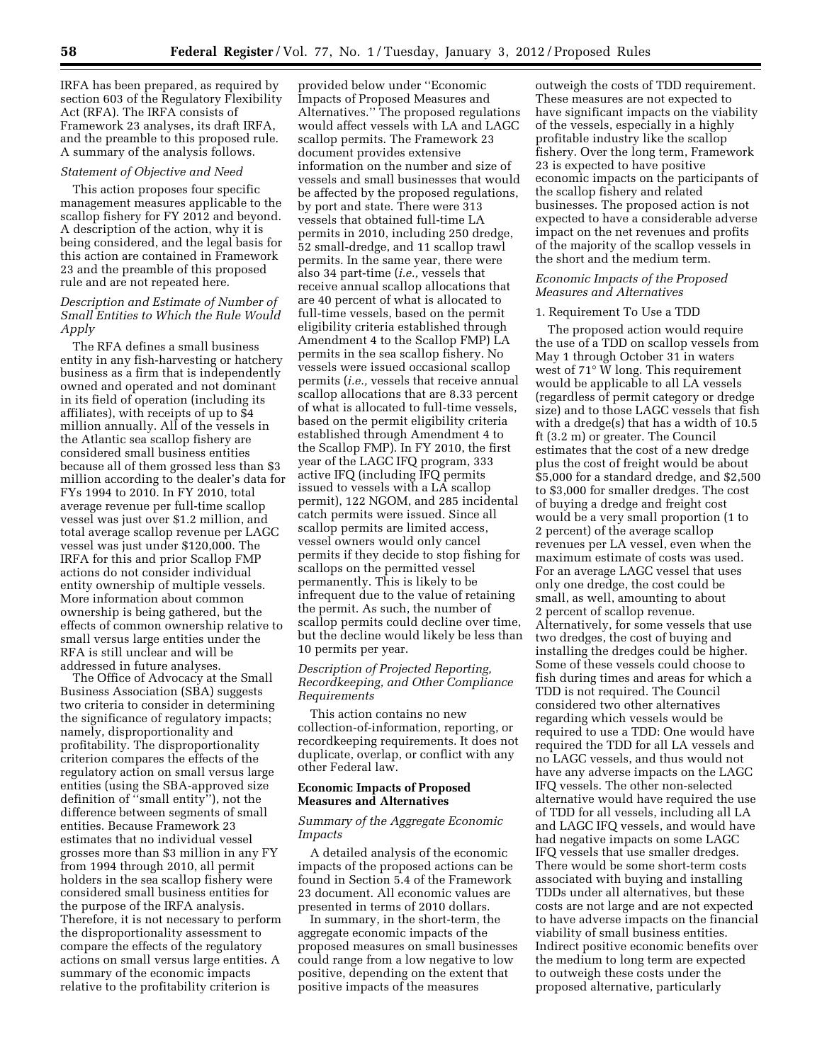IRFA has been prepared, as required by section 603 of the Regulatory Flexibility Act (RFA). The IRFA consists of Framework 23 analyses, its draft IRFA, and the preamble to this proposed rule. A summary of the analysis follows.

*Statement of Objective and Need*

This action proposes four specific management measures applicable to the scallop fishery for FY 2012 and beyond. A description of the action, why it is being considered, and the legal basis for this action are contained in Framework 23 and the preamble of this proposed rule and are not repeated here.

*Description and Estimate of Number of Small Entities to Which the Rule Would Apply*

The RFA defines a small business entity in any fish-harvesting or hatchery business as a firm that is independently owned and operated and not dominant in its field of operation (including its affiliates), with receipts of up to $4 million annually. All of the vessels in the Atlantic sea scallop fishery are considered small business entities because all of them grossed less than $3 million according to the dealer's data for FYs 1994 to 2010. In FY 2010, total average revenue per full-time scallop vessel was just over $1.2 million, and total average scallop revenue per LAGC vessel was just under $120,000. The IRFA for this and prior Scallop FMP actions do not consider individual entity ownership of multiple vessels. More information about common ownership is being gathered, but the effects of common ownership relative to small versus large entities under the RFA is still unclear and will be addressed in future analyses.

The Office of Advocacy at the Small Business Association (SBA) suggests two criteria to consider in determining the significance of regulatory impacts; namely, disproportionality and profitability. The disproportionality criterion compares the effects of the regulatory action on small versus large entities (using the SBA-approved size definition of "small entity"), not the difference between segments of small entities. Because Framework 23 estimates that no individual vessel grosses more than $3 million in any FY from 1994 through 2010, all permit holders in the sea scallop fishery were considered small business entities for the purpose of the IRFA analysis. Therefore, it is not necessary to perform the disproportionality assessment to compare the effects of the regulatory actions on small versus large entities. A summary of the economic impacts relative to the profitability criterion is provided below under "Economic Impacts of Proposed Measures and Alternatives." The proposed regulations would affect vessels with LA and LAGC scallop permits. The Framework 23 document provides extensive information on the number and size of vessels and small businesses that would be affected by the proposed regulations, by port and state. There were 313 vessels that obtained full-time LA permits in 2010, including 250 dredge, 52 small-dredge, and 11 scallop trawl permits. In the same year, there were also 34 part-time (*i.e.,* vessels that receive annual scallop allocations that are 40 percent of what is allocated to full-time vessels, based on the permit eligibility criteria established through Amendment 4 to the Scallop FMP) LA permits in the sea scallop fishery. No vessels were issued occasional scallop permits (*i.e.,* vessels that receive annual scallop allocations that are 8.33 percent of what is allocated to full-time vessels, based on the permit eligibility criteria established through Amendment 4 to the Scallop FMP). In FY 2010, the first year of the LAGC IFQ program, 333 active IFQ (including IFQ permits issued to vessels with a LA scallop permit), 122 NGOM, and 285 incidental catch permits were issued. Since all scallop permits are limited access, vessel owners would only cancel permits if they decide to stop fishing for scallops on the permitted vessel permanently. This is likely to be infrequent due to the value of retaining the permit. As such, the number of scallop permits could decline over time, but the decline would likely be less than 10 permits per year.

*Description of Projected Reporting, Recordkeeping, and Other Compliance Requirements*

This action contains no new collection-of-information, reporting, or recordkeeping requirements. It does not duplicate, overlap, or conflict with any other Federal law.

**Economic Impacts of Proposed Measures and Alternatives**

*Summary of the Aggregate Economic Impacts*

A detailed analysis of the economic impacts of the proposed actions can be found in Section 5.4 of the Framework 23 document. All economic values are presented in terms of 2010 dollars.

In summary, in the short-term, the aggregate economic impacts of the proposed measures on small businesses could range from a low negative to low positive, depending on the extent that positive impacts of the measures outweigh the costs of TDD requirement. These measures are not expected to have significant impacts on the viability of the vessels, especially in a highly profitable industry like the scallop fishery. Over the long term, Framework 23 is expected to have positive economic impacts on the participants of the scallop fishery and related businesses. The proposed action is not expected to have a considerable adverse impact on the net revenues and profits of the majority of the scallop vessels in the short and the medium term.

*Economic Impacts of the Proposed Measures and Alternatives*

1. Requirement To Use a TDD

The proposed action would require the use of a TDD on scallop vessels from May 1 through October 31 in waters west of 71° W long. This requirement would be applicable to all LA vessels (regardless of permit category or dredge size) and to those LAGC vessels that fish with a dredge(s) that has a width of 10.5 ft (3.2 m) or greater. The Council estimates that the cost of a new dredge plus the cost of freight would be about $5,000 for a standard dredge, and $2,500 to $3,000 for smaller dredges. The cost of buying a dredge and freight cost would be a very small proportion (1 to 2 percent) of the average scallop revenues per LA vessel, even when the maximum estimate of costs was used. For an average LAGC vessel that uses only one dredge, the cost could be small, as well, amounting to about 2 percent of scallop revenue. Alternatively, for some vessels that use two dredges, the cost of buying and installing the dredges could be higher. Some of these vessels could choose to fish during times and areas for which a TDD is not required. The Council considered two other alternatives regarding which vessels would be required to use a TDD: One would have required the TDD for all LA vessels and no LAGC vessels, and thus would not have any adverse impacts on the LAGC IFQ vessels. The other non-selected alternative would have required the use of TDD for all vessels, including all LA and LAGC IFQ vessels, and would have had negative impacts on some LAGC IFQ vessels that use smaller dredges. There would be some short-term costs associated with buying and installing TDDs under all alternatives, but these costs are not large and are not expected to have adverse impacts on the financial viability of small business entities. Indirect positive economic benefits over the medium to long term are expected to outweigh these costs under the proposed alternative, particularly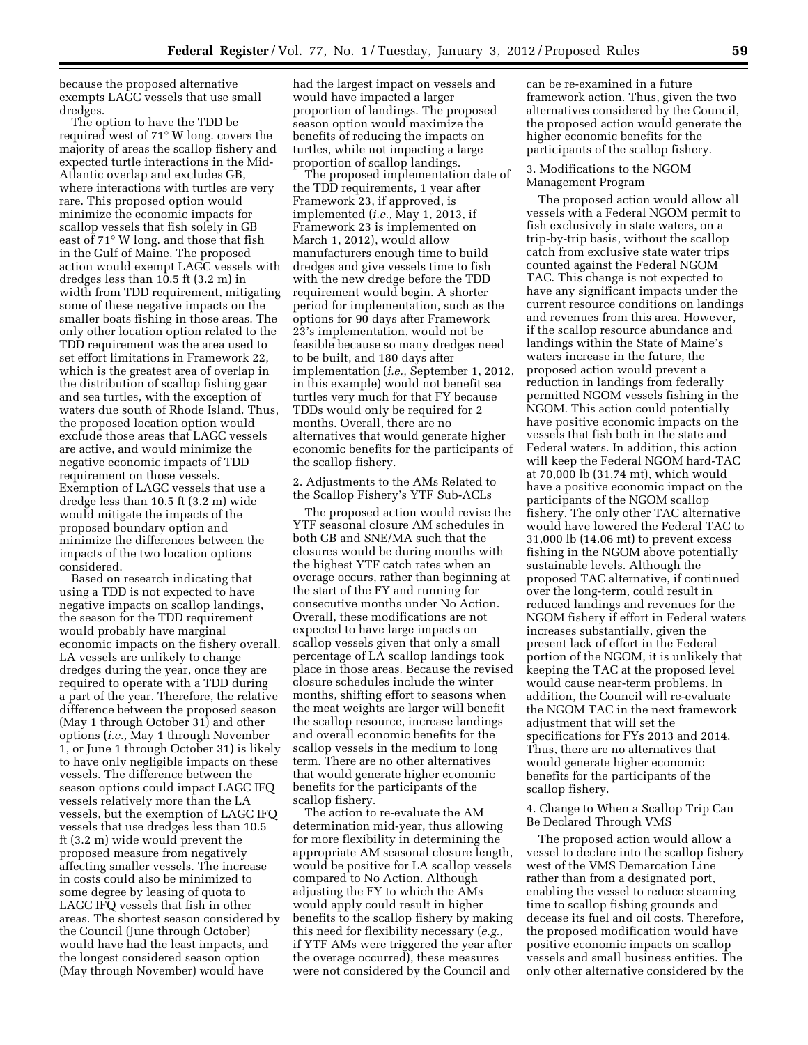because the proposed alternative exempts LAGC vessels that use small dredges.

The option to have the TDD be required west of 71° W long. covers the majority of areas the scallop fishery and expected turtle interactions in the Mid-Atlantic overlap and excludes GB, where interactions with turtles are very rare. This proposed option would minimize the economic impacts for scallop vessels that fish solely in GB east of 71° W long. and those that fish in the Gulf of Maine. The proposed action would exempt LAGC vessels with dredges less than 10.5 ft (3.2 m) in width from TDD requirement, mitigating some of these negative impacts on the smaller boats fishing in those areas. The only other location option related to the TDD requirement was the area used to set effort limitations in Framework 22, which is the greatest area of overlap in the distribution of scallop fishing gear and sea turtles, with the exception of waters due south of Rhode Island. Thus, the proposed location option would exclude those areas that LAGC vessels are active, and would minimize the negative economic impacts of TDD requirement on those vessels. Exemption of LAGC vessels that use a dredge less than 10.5 ft (3.2 m) wide would mitigate the impacts of the proposed boundary option and minimize the differences between the impacts of the two location options considered.

Based on research indicating that using a TDD is not expected to have negative impacts on scallop landings, the season for the TDD requirement would probably have marginal economic impacts on the fishery overall. LA vessels are unlikely to change dredges during the year, once they are required to operate with a TDD during a part of the year. Therefore, the relative difference between the proposed season (May 1 through October 31) and other options (*i.e.,* May 1 through November 1, or June 1 through October 31) is likely to have only negligible impacts on these vessels. The difference between the season options could impact LAGC IFQ vessels relatively more than the LA vessels, but the exemption of LAGC IFQ vessels that use dredges less than 10.5 ft (3.2 m) wide would prevent the proposed measure from negatively affecting smaller vessels. The increase in costs could also be minimized to some degree by leasing of quota to LAGC IFQ vessels that fish in other areas. The shortest season considered by the Council (June through October) would have had the least impacts, and the longest considered season option (May through November) would have had the largest impact on vessels and would have impacted a larger proportion of landings. The proposed season option would maximize the benefits of reducing the impacts on turtles, while not impacting a large proportion of scallop landings.

The proposed implementation date of the TDD requirements, 1 year after Framework 23, if approved, is implemented (*i.e.,* May 1, 2013, if Framework 23 is implemented on March 1, 2012), would allow manufacturers enough time to build dredges and give vessels time to fish with the new dredge before the TDD requirement would begin. A shorter period for implementation, such as the options for 90 days after Framework 23's implementation, would not be feasible because so many dredges need to be built, and 180 days after implementation (*i.e.,* September 1, 2012, in this example) would not benefit sea turtles very much for that FY because TDDs would only be required for 2 months. Overall, there are no alternatives that would generate higher economic benefits for the participants of the scallop fishery.

2. Adjustments to the AMs Related to the Scallop Fishery's YTF Sub-ACLs

The proposed action would revise the YTF seasonal closure AM schedules in both GB and SNE/MA such that the closures would be during months with the highest YTF catch rates when an overage occurs, rather than beginning at the start of the FY and running for consecutive months under No Action. Overall, these modifications are not expected to have large impacts on scallop vessels given that only a small percentage of LA scallop landings took place in those areas. Because the revised closure schedules include the winter months, shifting effort to seasons when the meat weights are larger will benefit the scallop resource, increase landings and overall economic benefits for the scallop vessels in the medium to long term. There are no other alternatives that would generate higher economic benefits for the participants of the scallop fishery.

The action to re-evaluate the AM determination mid-year, thus allowing for more flexibility in determining the appropriate AM seasonal closure length, would be positive for LA scallop vessels compared to No Action. Although adjusting the FY to which the AMs would apply could result in higher benefits to the scallop fishery by making this need for flexibility necessary (*e.g.,* if YTF AMs were triggered the year after the overage occurred), these measures were not considered by the Council and can be re-examined in a future framework action. Thus, given the two alternatives considered by the Council, the proposed action would generate the higher economic benefits for the participants of the scallop fishery.

3. Modifications to the NGOM Management Program

The proposed action would allow all vessels with a Federal NGOM permit to fish exclusively in state waters, on a trip-by-trip basis, without the scallop catch from exclusive state water trips counted against the Federal NGOM TAC. This change is not expected to have any significant impacts under the current resource conditions on landings and revenues from this area. However, if the scallop resource abundance and landings within the State of Maine's waters increase in the future, the proposed action would prevent a reduction in landings from federally permitted NGOM vessels fishing in the NGOM. This action could potentially have positive economic impacts on the vessels that fish both in the state and Federal waters. In addition, this action will keep the Federal NGOM hard-TAC at 70,000 lb (31.74 mt), which would have a positive economic impact on the participants of the NGOM scallop fishery. The only other TAC alternative would have lowered the Federal TAC to 31,000 lb (14.06 mt) to prevent excess fishing in the NGOM above potentially sustainable levels. Although the proposed TAC alternative, if continued over the long-term, could result in reduced landings and revenues for the NGOM fishery if effort in Federal waters increases substantially, given the present lack of effort in the Federal portion of the NGOM, it is unlikely that keeping the TAC at the proposed level would cause near-term problems. In addition, the Council will re-evaluate the NGOM TAC in the next framework adjustment that will set the specifications for FYs 2013 and 2014. Thus, there are no alternatives that would generate higher economic benefits for the participants of the scallop fishery.

4. Change to When a Scallop Trip Can Be Declared Through VMS

The proposed action would allow a vessel to declare into the scallop fishery west of the VMS Demarcation Line rather than from a designated port, enabling the vessel to reduce steaming time to scallop fishing grounds and decease its fuel and oil costs. Therefore, the proposed modification would have positive economic impacts on scallop vessels and small business entities. The only other alternative considered by the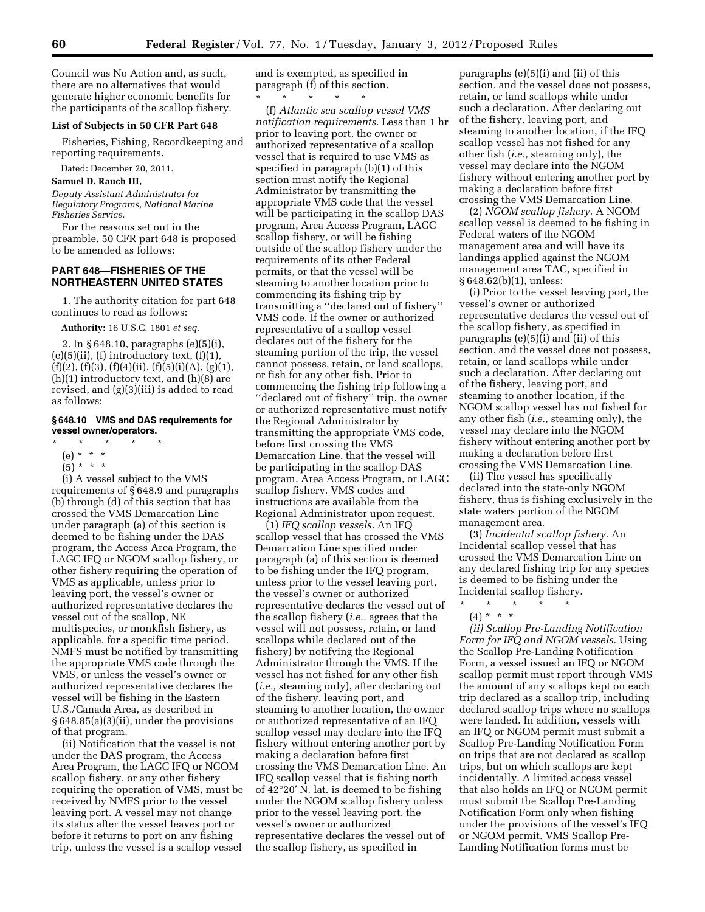Council was No Action and, as such, there are no alternatives that would generate higher economic benefits for the participants of the scallop fishery.

### List of Subjects in 50 CFR Part 648

Fisheries, Fishing, Recordkeeping and reporting requirements.

Dated: December 20, 2011.

**Samuel D. Rauch III,**

*Deputy Assistant Administrator for Regulatory Programs, National Marine Fisheries Service.*

For the reasons set out in the preamble, 50 CFR part 648 is proposed to be amended as follows:

## PART 648—FISHERIES OF THE NORTHEASTERN UNITED STATES

1. The authority citation for part 648 continues to read as follows:

**Authority:** 16 U.S.C. 1801 *et seq.*

2. In § 648.10, paragraphs (e)(5)(i), (e)(5)(ii), (f) introductory text, (f)(1), (f)(2), (f)(3), (f)(4)(ii), (f)(5)(i)(A), (g)(1), (h)(1) introductory text, and (h)(8) are revised, and (g)(3)(iii) is added to read as follows:

### § 648.10 VMS and DAS requirements for vessel owner/operators.

\* \* \* \* \*

(e) \* \* \*

(5) \* \* \*

(i) A vessel subject to the VMS requirements of § 648.9 and paragraphs (b) through (d) of this section that has crossed the VMS Demarcation Line under paragraph (a) of this section is deemed to be fishing under the DAS program, the Access Area Program, the LAGC IFQ or NGOM scallop fishery, or other fishery requiring the operation of VMS as applicable, unless prior to leaving port, the vessel's owner or authorized representative declares the vessel out of the scallop, NE multispecies, or monkfish fishery, as applicable, for a specific time period. NMFS must be notified by transmitting the appropriate VMS code through the VMS, or unless the vessel's owner or authorized representative declares the vessel will be fishing in the Eastern U.S./Canada Area, as described in § 648.85(a)(3)(ii), under the provisions of that program.

(ii) Notification that the vessel is not under the DAS program, the Access Area Program, the LAGC IFQ or NGOM scallop fishery, or any other fishery requiring the operation of VMS, must be received by NMFS prior to the vessel leaving port. A vessel may not change its status after the vessel leaves port or before it returns to port on any fishing trip, unless the vessel is a scallop vessel and is exempted, as specified in paragraph (f) of this section.

\* \* \* \* \*

(f) *Atlantic sea scallop vessel VMS notification requirements.* Less than 1 hr prior to leaving port, the owner or authorized representative of a scallop vessel that is required to use VMS as specified in paragraph (b)(1) of this section must notify the Regional Administrator by transmitting the appropriate VMS code that the vessel will be participating in the scallop DAS program, Area Access Program, LAGC scallop fishery, or will be fishing outside of the scallop fishery under the requirements of its other Federal permits, or that the vessel will be steaming to another location prior to commencing its fishing trip by transmitting a "declared out of fishery" VMS code. If the owner or authorized representative of a scallop vessel declares out of the fishery for the steaming portion of the trip, the vessel cannot possess, retain, or land scallops, or fish for any other fish. Prior to commencing the fishing trip following a "declared out of fishery" trip, the owner or authorized representative must notify the Regional Administrator by transmitting the appropriate VMS code, before first crossing the VMS Demarcation Line, that the vessel will be participating in the scallop DAS program, Area Access Program, or LAGC scallop fishery. VMS codes and instructions are available from the Regional Administrator upon request.

(1) *IFQ scallop vessels.* An IFQ scallop vessel that has crossed the VMS Demarcation Line specified under paragraph (a) of this section is deemed to be fishing under the IFQ program, unless prior to the vessel leaving port, the vessel's owner or authorized representative declares the vessel out of the scallop fishery (*i.e.,* agrees that the vessel will not possess, retain, or land scallops while declared out of the fishery) by notifying the Regional Administrator through the VMS. If the vessel has not fished for any other fish (*i.e.,* steaming only), after declaring out of the fishery, leaving port, and steaming to another location, the owner or authorized representative of an IFQ scallop vessel may declare into the IFQ fishery without entering another port by making a declaration before first crossing the VMS Demarcation Line. An IFQ scallop vessel that is fishing north of 42°20′ N. lat. is deemed to be fishing under the NGOM scallop fishery unless prior to the vessel leaving port, the vessel's owner or authorized representative declares the vessel out of the scallop fishery, as specified in paragraphs (e)(5)(i) and (ii) of this section, and the vessel does not possess, retain, or land scallops while under such a declaration. After declaring out of the fishery, leaving port, and steaming to another location, if the IFQ scallop vessel has not fished for any other fish (*i.e.,* steaming only), the vessel may declare into the NGOM fishery without entering another port by making a declaration before first crossing the VMS Demarcation Line.

(2) *NGOM scallop fishery.* A NGOM scallop vessel is deemed to be fishing in Federal waters of the NGOM management area and will have its landings applied against the NGOM management area TAC, specified in § 648.62(b)(1), unless:

(i) Prior to the vessel leaving port, the vessel's owner or authorized representative declares the vessel out of the scallop fishery, as specified in paragraphs (e)(5)(i) and (ii) of this section, and the vessel does not possess, retain, or land scallops while under such a declaration. After declaring out of the fishery, leaving port, and steaming to another location, if the NGOM scallop vessel has not fished for any other fish (*i.e.,* steaming only), the vessel may declare into the NGOM fishery without entering another port by making a declaration before first crossing the VMS Demarcation Line.

(ii) The vessel has specifically declared into the state-only NGOM fishery, thus is fishing exclusively in the state waters portion of the NGOM management area.

(3) *Incidental scallop fishery.* An Incidental scallop vessel that has crossed the VMS Demarcation Line on any declared fishing trip for any species is deemed to be fishing under the Incidental scallop fishery.

\* \* \* \* \*

(4) \* \* \*

*(ii) Scallop Pre-Landing Notification Form for IFQ and NGOM vessels.* Using the Scallop Pre-Landing Notification Form, a vessel issued an IFQ or NGOM scallop permit must report through VMS the amount of any scallops kept on each trip declared as a scallop trip, including declared scallop trips where no scallops were landed. In addition, vessels with an IFQ or NGOM permit must submit a Scallop Pre-Landing Notification Form on trips that are not declared as scallop trips, but on which scallops are kept incidentally. A limited access vessel that also holds an IFQ or NGOM permit must submit the Scallop Pre-Landing Notification Form only when fishing under the provisions of the vessel's IFQ or NGOM permit. VMS Scallop Pre-Landing Notification forms must be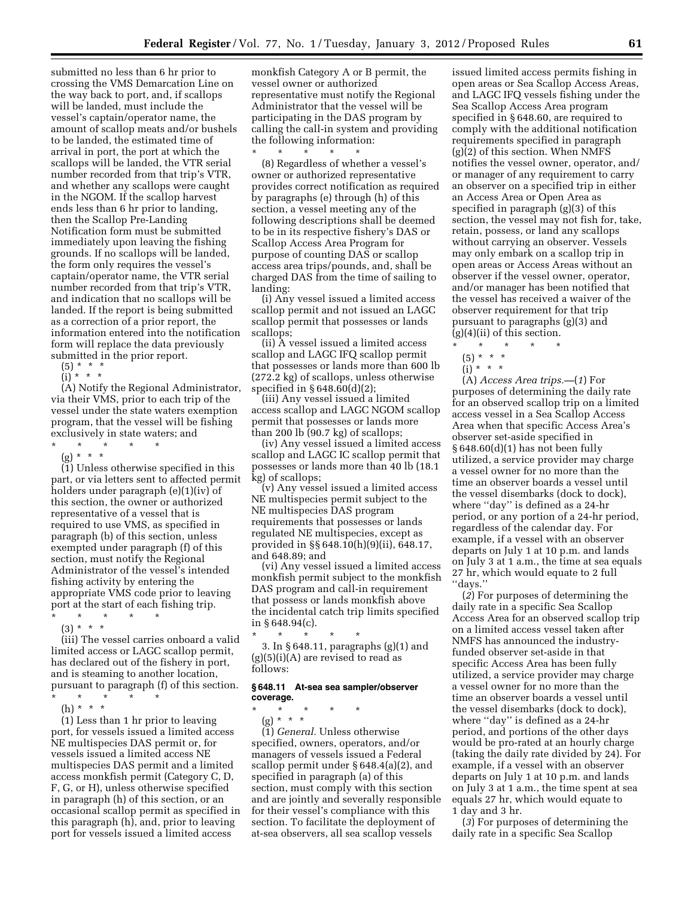submitted no less than 6 hr prior to crossing the VMS Demarcation Line on the way back to port, and, if scallops will be landed, must include the vessel's captain/operator name, the amount of scallop meats and/or bushels to be landed, the estimated time of arrival in port, the port at which the scallops will be landed, the VTR serial number recorded from that trip's VTR, and whether any scallops were caught in the NGOM. If the scallop harvest ends less than 6 hr prior to landing, then the Scallop Pre-Landing Notification form must be submitted immediately upon leaving the fishing grounds. If no scallops will be landed, the form only requires the vessel's captain/operator name, the VTR serial number recorded from that trip's VTR, and indication that no scallops will be landed. If the report is being submitted as a correction of a prior report, the information entered into the notification form will replace the data previously submitted in the prior report.

(5) * * *

(i) * * *

(A) Notify the Regional Administrator, via their VMS, prior to each trip of the vessel under the state waters exemption program, that the vessel will be fishing exclusively in state waters; and

\* \* \* \* \*

(g) * * *

(1) Unless otherwise specified in this part, or via letters sent to affected permit holders under paragraph (e)(1)(iv) of this section, the owner or authorized representative of a vessel that is required to use VMS, as specified in paragraph (b) of this section, unless exempted under paragraph (f) of this section, must notify the Regional Administrator of the vessel's intended fishing activity by entering the appropriate VMS code prior to leaving port at the start of each fishing trip.

\* \* \* \* \*

(3) * * *

(iii) The vessel carries onboard a valid limited access or LAGC scallop permit, has declared out of the fishery in port, and is steaming to another location, pursuant to paragraph (f) of this section.

\* \* \* \* \*

(h) * * *

(1) Less than 1 hr prior to leaving port, for vessels issued a limited access NE multispecies DAS permit or, for vessels issued a limited access NE multispecies DAS permit and a limited access monkfish permit (Category C, D, F, G, or H), unless otherwise specified in paragraph (h) of this section, or an occasional scallop permit as specified in this paragraph (h), and, prior to leaving port for vessels issued a limited access monkfish Category A or B permit, the vessel owner or authorized representative must notify the Regional Administrator that the vessel will be participating in the DAS program by calling the call-in system and providing the following information:

\* \* \* \* \*

(8) Regardless of whether a vessel's owner or authorized representative provides correct notification as required by paragraphs (e) through (h) of this section, a vessel meeting any of the following descriptions shall be deemed to be in its respective fishery's DAS or Scallop Access Area Program for purpose of counting DAS or scallop access area trips/pounds, and, shall be charged DAS from the time of sailing to landing:

(i) Any vessel issued a limited access scallop permit and not issued an LAGC scallop permit that possesses or lands scallops;

(ii) A vessel issued a limited access scallop and LAGC IFQ scallop permit that possesses or lands more than 600 lb (272.2 kg) of scallops, unless otherwise specified in § 648.60(d)(2);

(iii) Any vessel issued a limited access scallop and LAGC NGOM scallop permit that possesses or lands more than 200 lb (90.7 kg) of scallops;

(iv) Any vessel issued a limited access scallop and LAGC IC scallop permit that possesses or lands more than 40 lb (18.1 kg) of scallops;

(v) Any vessel issued a limited access NE multispecies permit subject to the NE multispecies DAS program requirements that possesses or lands regulated NE multispecies, except as provided in §§ 648.10(h)(9)(ii), 648.17, and 648.89; and

(vi) Any vessel issued a limited access monkfish permit subject to the monkfish DAS program and call-in requirement that possess or lands monkfish above the incidental catch trip limits specified in § 648.94(c).

\* \* \* \* \*

3. In § 648.11, paragraphs (g)(1) and (g)(5)(i)(A) are revised to read as follows:

**§ 648.11 At-sea sea sampler/observer coverage.**

\* \* \* \* \*

(g) * * *

(1) *General.* Unless otherwise specified, owners, operators, and/or managers of vessels issued a Federal scallop permit under § 648.4(a)(2), and specified in paragraph (a) of this section, must comply with this section and are jointly and severally responsible for their vessel's compliance with this section. To facilitate the deployment of at-sea observers, all sea scallop vessels issued limited access permits fishing in open areas or Sea Scallop Access Areas, and LAGC IFQ vessels fishing under the Sea Scallop Access Area program specified in § 648.60, are required to comply with the additional notification requirements specified in paragraph (g)(2) of this section. When NMFS notifies the vessel owner, operator, and/or manager of any requirement to carry an observer on a specified trip in either an Access Area or Open Area as specified in paragraph (g)(3) of this section, the vessel may not fish for, take, retain, possess, or land any scallops without carrying an observer. Vessels may only embark on a scallop trip in open areas or Access Areas without an observer if the vessel owner, operator, and/or manager has been notified that the vessel has received a waiver of the observer requirement for that trip pursuant to paragraphs (g)(3) and (g)(4)(ii) of this section.

\* \* \* \* \*

(5) * * *

(i) * * *

(A) *Access Area trips.*—(*1*) For purposes of determining the daily rate for an observed scallop trip on a limited access vessel in a Sea Scallop Access Area when that specific Access Area's observer set-aside specified in § 648.60(d)(1) has not been fully utilized, a service provider may charge a vessel owner for no more than the time an observer boards a vessel until the vessel disembarks (dock to dock), where ''day'' is defined as a 24-hr period, or any portion of a 24-hr period, regardless of the calendar day. For example, if a vessel with an observer departs on July 1 at 10 p.m. and lands on July 3 at 1 a.m., the time at sea equals 27 hr, which would equate to 2 full ''days.''

(*2*) For purposes of determining the daily rate in a specific Sea Scallop Access Area for an observed scallop trip on a limited access vessel taken after NMFS has announced the industry-funded observer set-aside in that specific Access Area has been fully utilized, a service provider may charge a vessel owner for no more than the time an observer boards a vessel until the vessel disembarks (dock to dock), where ''day'' is defined as a 24-hr period, and portions of the other days would be pro-rated at an hourly charge (taking the daily rate divided by 24). For example, if a vessel with an observer departs on July 1 at 10 p.m. and lands on July 3 at 1 a.m., the time spent at sea equals 27 hr, which would equate to 1 day and 3 hr.

(*3*) For purposes of determining the daily rate in a specific Sea Scallop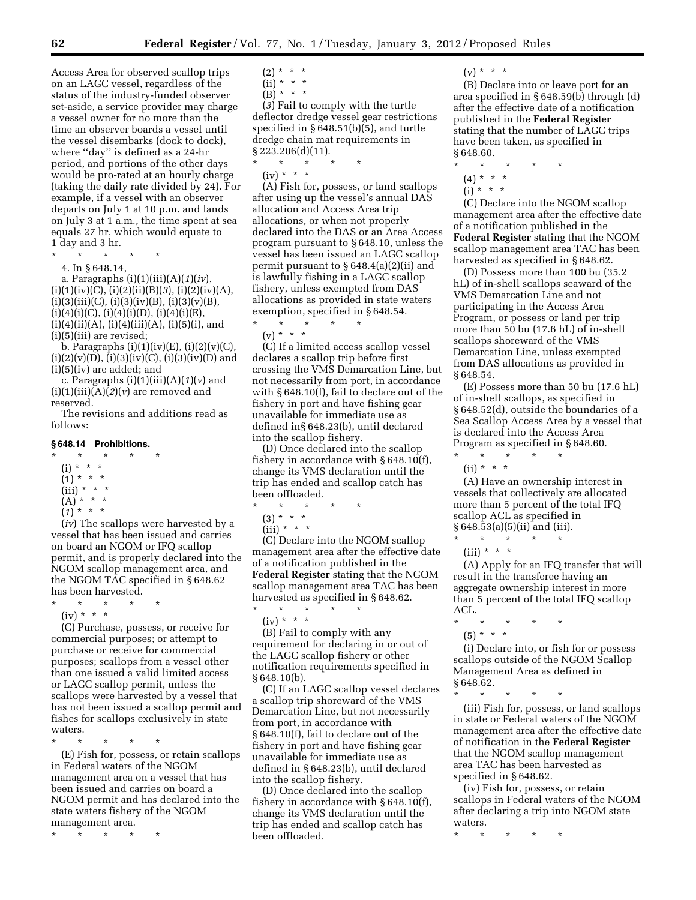Access Area for observed scallop trips on an LAGC vessel, regardless of the status of the industry-funded observer set-aside, a service provider may charge a vessel owner for no more than the time an observer boards a vessel until the vessel disembarks (dock to dock), where ''day'' is defined as a 24-hr period, and portions of the other days would be pro-rated at an hourly charge (taking the daily rate divided by 24). For example, if a vessel with an observer departs on July 1 at 10 p.m. and lands on July 3 at 1 a.m., the time spent at sea equals 27 hr, which would equate to 1 day and 3 hr.

\* \* \* \* \*

4. In § 648.14,

a. Paragraphs (i)(1)(iii)(A)(*1*)(*iv*), (i)(1)(iv)(C), (i)(2)(ii)(B)(*3*), (i)(2)(iv)(A), (i)(3)(iii)(C), (i)(3)(iv)(B), (i)(3)(v)(B), (i)(4)(i)(C), (i)(4)(i)(D), (i)(4)(i)(E), (i)(4)(ii)(A), (i)(4)(iii)(A), (i)(5)(i), and (i)(5)(iii) are revised;

b. Paragraphs (i)(1)(iv)(E), (i)(2)(v)(C), (i)(2)(v)(D), (i)(3)(iv)(C), (i)(3)(iv)(D) and (i)(5)(iv) are added; and

c. Paragraphs (i)(1)(iii)(A)(*1*)(*v*) and (i)(1)(iii)(A)(*2*)(*v*) are removed and reserved.

The revisions and additions read as follows:

### § 648.14 Prohibitions.

\* \* \* \* \*

(i) \* \* \*

(1) \* \* \*

(iii) \* \* \*

(A) \* \* \*

(*1*) \* \* \*

(*iv*) The scallops were harvested by a vessel that has been issued and carries on board an NGOM or IFQ scallop permit, and is properly declared into the NGOM scallop management area, and the NGOM TAC specified in § 648.62 has been harvested.

\* \* \* \* \*

(iv) \* \* \*

(C) Purchase, possess, or receive for commercial purposes; or attempt to purchase or receive for commercial purposes; scallops from a vessel other than one issued a valid limited access or LAGC scallop permit, unless the scallops were harvested by a vessel that has not been issued a scallop permit and fishes for scallops exclusively in state waters.

\* \* \* \* \*

(E) Fish for, possess, or retain scallops in Federal waters of the NGOM management area on a vessel that has been issued and carries on board a NGOM permit and has declared into the state waters fishery of the NGOM management area.

\* \* \* \* \*

(2) \* \* \*

(ii) \* \* \*

(B) \* \* \*

(*3*) Fail to comply with the turtle deflector dredge vessel gear restrictions specified in § 648.51(b)(5), and turtle dredge chain mat requirements in § 223.206(d)(11).

\* \* \* \* \*

(iv) \* \* \*

(A) Fish for, possess, or land scallops after using up the vessel's annual DAS allocation and Access Area trip allocations, or when not properly declared into the DAS or an Area Access program pursuant to § 648.10, unless the vessel has been issued an LAGC scallop permit pursuant to § 648.4(a)(2)(ii) and is lawfully fishing in a LAGC scallop fishery, unless exempted from DAS allocations as provided in state waters exemption, specified in § 648.54.

\* \* \* \* \*

(v) \* \* \*

(C) If a limited access scallop vessel declares a scallop trip before first crossing the VMS Demarcation Line, but not necessarily from port, in accordance with § 648.10(f), fail to declare out of the fishery in port and have fishing gear unavailable for immediate use as defined in§ 648.23(b), until declared into the scallop fishery.

(D) Once declared into the scallop fishery in accordance with § 648.10(f), change its VMS declaration until the trip has ended and scallop catch has been offloaded.

\* \* \* \* \*

(3) \* \* \*

(iii) \* \* \*

(C) Declare into the NGOM scallop management area after the effective date of a notification published in the **Federal Register** stating that the NGOM scallop management area TAC has been harvested as specified in § 648.62.

\* \* \* \* \*

(iv) \* \* \*

(B) Fail to comply with any requirement for declaring in or out of the LAGC scallop fishery or other notification requirements specified in § 648.10(b).

(C) If an LAGC scallop vessel declares a scallop trip shoreward of the VMS Demarcation Line, but not necessarily from port, in accordance with § 648.10(f), fail to declare out of the fishery in port and have fishing gear unavailable for immediate use as defined in § 648.23(b), until declared into the scallop fishery.

(D) Once declared into the scallop fishery in accordance with § 648.10(f), change its VMS declaration until the trip has ended and scallop catch has been offloaded.

(v) \* \* \*

(B) Declare into or leave port for an area specified in § 648.59(b) through (d) after the effective date of a notification published in the **Federal Register** stating that the number of LAGC trips have been taken, as specified in § 648.60.

\* \* \* \* \*

(4) \* \* \*

(i) \* \* \*

(C) Declare into the NGOM scallop management area after the effective date of a notification published in the **Federal Register** stating that the NGOM scallop management area TAC has been harvested as specified in § 648.62.

(D) Possess more than 100 bu (35.2 hL) of in-shell scallops seaward of the VMS Demarcation Line and not participating in the Access Area Program, or possess or land per trip more than 50 bu (17.6 hL) of in-shell scallops shoreward of the VMS Demarcation Line, unless exempted from DAS allocations as provided in § 648.54.

(E) Possess more than 50 bu (17.6 hL) of in-shell scallops, as specified in § 648.52(d), outside the boundaries of a Sea Scallop Access Area by a vessel that is declared into the Access Area Program as specified in § 648.60.

\* \* \* \* \*

(ii) \* \* \*

(A) Have an ownership interest in vessels that collectively are allocated more than 5 percent of the total IFQ scallop ACL as specified in § 648.53(a)(5)(ii) and (iii).

\* \* \* \* \*

(iii) \* \* \*

(A) Apply for an IFQ transfer that will result in the transferee having an aggregate ownership interest in more than 5 percent of the total IFQ scallop ACL.

\* \* \* \* \*

(5) \* \* \*

(i) Declare into, or fish for or possess scallops outside of the NGOM Scallop Management Area as defined in § 648.62.

\* \* \* \* \*

(iii) Fish for, possess, or land scallops in state or Federal waters of the NGOM management area after the effective date of notification in the **Federal Register** that the NGOM scallop management area TAC has been harvested as specified in § 648.62.

(iv) Fish for, possess, or retain scallops in Federal waters of the NGOM after declaring a trip into NGOM state waters.

\* \* \* \* \*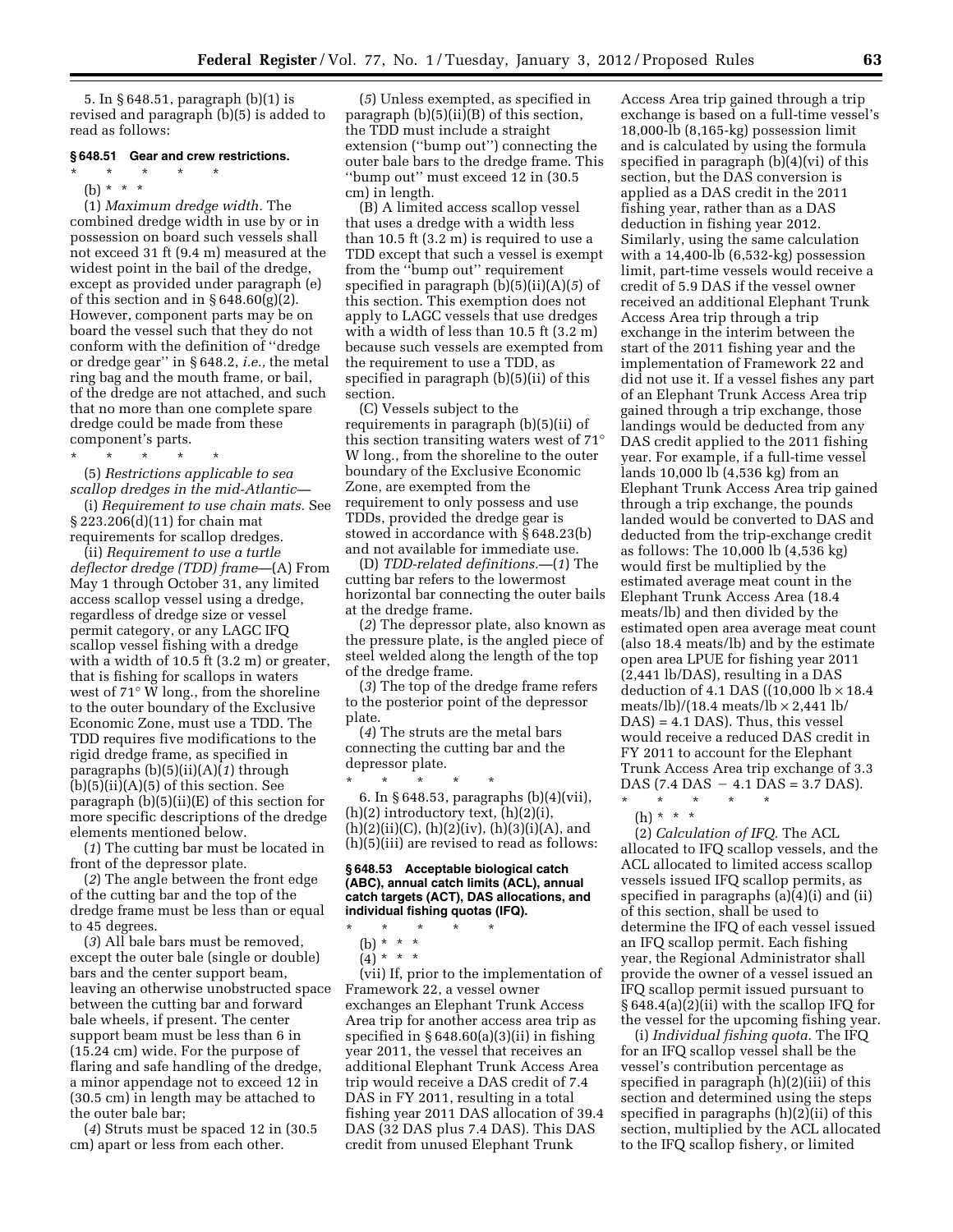5. In § 648.51, paragraph (b)(1) is revised and paragraph (b)(5) is added to read as follows:

### § 648.51 Gear and crew restrictions.

\* \* \* \* \*

(b) \* \* \*

(1) *Maximum dredge width.* The combined dredge width in use by or in possession on board such vessels shall not exceed 31 ft (9.4 m) measured at the widest point in the bail of the dredge, except as provided under paragraph (e) of this section and in § 648.60(g)(2). However, component parts may be on board the vessel such that they do not conform with the definition of ''dredge or dredge gear'' in § 648.2, *i.e.,* the metal ring bag and the mouth frame, or bail, of the dredge are not attached, and such that no more than one complete spare dredge could be made from these component's parts.

\* \* \* \* \*

(5) *Restrictions applicable to sea scallop dredges in the mid-Atlantic*—

(i) *Requirement to use chain mats.* See § 223.206(d)(11) for chain mat requirements for scallop dredges.

(ii) *Requirement to use a turtle deflector dredge (TDD) frame*—(A) From May 1 through October 31, any limited access scallop vessel using a dredge, regardless of dredge size or vessel permit category, or any LAGC IFQ scallop vessel fishing with a dredge with a width of 10.5 ft (3.2 m) or greater, that is fishing for scallops in waters west of 71° W long., from the shoreline to the outer boundary of the Exclusive Economic Zone, must use a TDD. The TDD requires five modifications to the rigid dredge frame, as specified in paragraphs (b)(5)(ii)(A)(*1*) through (b)(5)(ii)(A)(5) of this section. See paragraph (b)(5)(ii)(E) of this section for more specific descriptions of the dredge elements mentioned below.

(*1*) The cutting bar must be located in front of the depressor plate.

(*2*) The angle between the front edge of the cutting bar and the top of the dredge frame must be less than or equal to 45 degrees.

(*3*) All bale bars must be removed, except the outer bale (single or double) bars and the center support beam, leaving an otherwise unobstructed space between the cutting bar and forward bale wheels, if present. The center support beam must be less than 6 in (15.24 cm) wide. For the purpose of flaring and safe handling of the dredge, a minor appendage not to exceed 12 in (30.5 cm) in length may be attached to the outer bale bar;

(*4*) Struts must be spaced 12 in (30.5 cm) apart or less from each other.

(*5*) Unless exempted, as specified in paragraph (b)(5)(ii)(B) of this section, the TDD must include a straight extension (''bump out'') connecting the outer bale bars to the dredge frame. This ''bump out'' must exceed 12 in (30.5 cm) in length.

(B) A limited access scallop vessel that uses a dredge with a width less than 10.5 ft (3.2 m) is required to use a TDD except that such a vessel is exempt from the ''bump out'' requirement specified in paragraph (b)(5)(ii)(A)(*5*) of this section. This exemption does not apply to LAGC vessels that use dredges with a width of less than 10.5 ft (3.2 m) because such vessels are exempted from the requirement to use a TDD, as specified in paragraph (b)(5)(ii) of this section.

(C) Vessels subject to the requirements in paragraph (b)(5)(ii) of this section transiting waters west of 71° W long., from the shoreline to the outer boundary of the Exclusive Economic Zone, are exempted from the requirement to only possess and use TDDs, provided the dredge gear is stowed in accordance with § 648.23(b) and not available for immediate use.

(D) *TDD-related definitions.*—(*1*) The cutting bar refers to the lowermost horizontal bar connecting the outer bails at the dredge frame.

(*2*) The depressor plate, also known as the pressure plate, is the angled piece of steel welded along the length of the top of the dredge frame.

(*3*) The top of the dredge frame refers to the posterior point of the depressor plate.

(*4*) The struts are the metal bars connecting the cutting bar and the depressor plate.

\* \* \* \* \*

6. In § 648.53, paragraphs (b)(4)(vii), (h)(2) introductory text, (h)(2)(i), (h)(2)(ii)(C), (h)(2)(iv), (h)(3)(i)(A), and (h)(5)(iii) are revised to read as follows:

### § 648.53 Acceptable biological catch (ABC), annual catch limits (ACL), annual catch targets (ACT), DAS allocations, and individual fishing quotas (IFQ).

\* \* \* \* \*

(b) \* \* \*

(4) \* \* \*

(vii) If, prior to the implementation of Framework 22, a vessel owner exchanges an Elephant Trunk Access Area trip for another access area trip as specified in § 648.60(a)(3)(ii) in fishing year 2011, the vessel that receives an additional Elephant Trunk Access Area trip would receive a DAS credit of 7.4 DAS in FY 2011, resulting in a total fishing year 2011 DAS allocation of 39.4 DAS (32 DAS plus 7.4 DAS). This DAS credit from unused Elephant Trunk Access Area trip gained through a trip exchange is based on a full-time vessel's 18,000-lb (8,165-kg) possession limit and is calculated by using the formula specified in paragraph (b)(4)(vi) of this section, but the DAS conversion is applied as a DAS credit in the 2011 fishing year, rather than as a DAS deduction in fishing year 2012. Similarly, using the same calculation with a 14,400-lb (6,532-kg) possession limit, part-time vessels would receive a credit of 5.9 DAS if the vessel owner received an additional Elephant Trunk Access Area trip through a trip exchange in the interim between the start of the 2011 fishing year and the implementation of Framework 22 and did not use it. If a vessel fishes any part of an Elephant Trunk Access Area trip gained through a trip exchange, those landings would be deducted from any DAS credit applied to the 2011 fishing year. For example, if a full-time vessel lands 10,000 lb (4,536 kg) from an Elephant Trunk Access Area trip gained through a trip exchange, the pounds landed would be converted to DAS and deducted from the trip-exchange credit as follows: The 10,000 lb (4,536 kg) would first be multiplied by the estimated average meat count in the Elephant Trunk Access Area (18.4 meats/lb) and then divided by the estimated open area average meat count (also 18.4 meats/lb) and by the estimate open area LPUE for fishing year 2011 (2,441 lb/DAS), resulting in a DAS deduction of 4.1 DAS ((10,000 lb × 18.4 meats/lb)/(18.4 meats/lb × 2,441 lb/DAS) = 4.1 DAS). Thus, this vessel would receive a reduced DAS credit in FY 2011 to account for the Elephant Trunk Access Area trip exchange of 3.3 DAS (7.4 DAS − 4.1 DAS = 3.7 DAS).

\* \* \* \* \*

(h) \* \* \*

(2) *Calculation of IFQ.* The ACL allocated to IFQ scallop vessels, and the ACL allocated to limited access scallop vessels issued IFQ scallop permits, as specified in paragraphs (a)(4)(i) and (ii) of this section, shall be used to determine the IFQ of each vessel issued an IFQ scallop permit. Each fishing year, the Regional Administrator shall provide the owner of a vessel issued an IFQ scallop permit issued pursuant to § 648.4(a)(2)(ii) with the scallop IFQ for the vessel for the upcoming fishing year.

(i) *Individual fishing quota.* The IFQ for an IFQ scallop vessel shall be the vessel's contribution percentage as specified in paragraph (h)(2)(iii) of this section and determined using the steps specified in paragraphs (h)(2)(ii) of this section, multiplied by the ACL allocated to the IFQ scallop fishery, or limited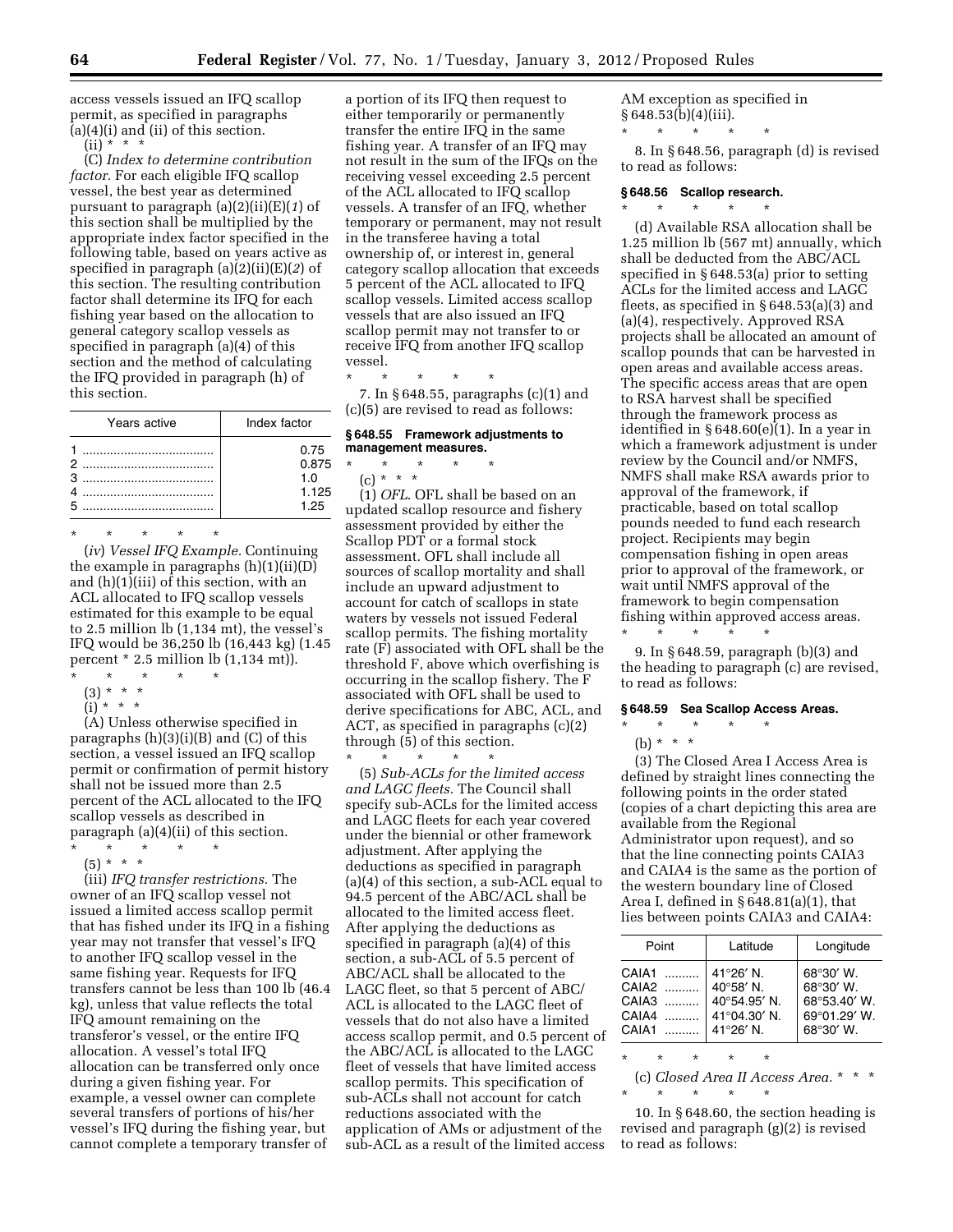access vessels issued an IFQ scallop permit, as specified in paragraphs (a)(4)(i) and (ii) of this section.

(ii) * * *

(C) *Index to determine contribution factor.* For each eligible IFQ scallop vessel, the best year as determined pursuant to paragraph (a)(2)(ii)(E)(*1*) of this section shall be multiplied by the appropriate index factor specified in the following table, based on years active as specified in paragraph (a)(2)(ii)(E)(*2*) of this section. The resulting contribution factor shall determine its IFQ for each fishing year based on the allocation to general category scallop vessels as specified in paragraph (a)(4) of this section and the method of calculating the IFQ provided in paragraph (h) of this section.

| Years active | Index factor |
|---|---|
| 1 | 0.75 |
| 2 | 0.875 |
| 3 | 1.0 |
| 4 | 1.125 |
| 5 | 1.25 |

\* \* \* \* \*

(*iv*) *Vessel IFQ Example.* Continuing the example in paragraphs (h)(1)(ii)(D) and (h)(1)(iii) of this section, with an ACL allocated to IFQ scallop vessels estimated for this example to be equal to 2.5 million lb (1,134 mt), the vessel's IFQ would be 36,250 lb (16,443 kg) (1.45 percent * 2.5 million lb (1,134 mt)).

\* \* \* \* \*

(3) * * *

(i) * * *

(A) Unless otherwise specified in paragraphs (h)(3)(i)(B) and (C) of this section, a vessel issued an IFQ scallop permit or confirmation of permit history shall not be issued more than 2.5 percent of the ACL allocated to the IFQ scallop vessels as described in paragraph (a)(4)(ii) of this section.

\* \* \* \* \*

(5) * * *

(iii) *IFQ transfer restrictions.* The owner of an IFQ scallop vessel not issued a limited access scallop permit that has fished under its IFQ in a fishing year may not transfer that vessel's IFQ to another IFQ scallop vessel in the same fishing year. Requests for IFQ transfers cannot be less than 100 lb (46.4 kg), unless that value reflects the total IFQ amount remaining on the transferor's vessel, or the entire IFQ allocation. A vessel's total IFQ allocation can be transferred only once during a given fishing year. For example, a vessel owner can complete several transfers of portions of his/her vessel's IFQ during the fishing year, but cannot complete a temporary transfer of a portion of its IFQ then request to either temporarily or permanently transfer the entire IFQ in the same fishing year. A transfer of an IFQ may not result in the sum of the IFQs on the receiving vessel exceeding 2.5 percent of the ACL allocated to IFQ scallop vessels. A transfer of an IFQ, whether temporary or permanent, may not result in the transferee having a total ownership of, or interest in, general category scallop allocation that exceeds 5 percent of the ACL allocated to IFQ scallop vessels. Limited access scallop vessels that are also issued an IFQ scallop permit may not transfer to or receive IFQ from another IFQ scallop vessel.

\* \* \* \* \*

7. In § 648.55, paragraphs (c)(1) and (c)(5) are revised to read as follows:

### § 648.55 Framework adjustments to management measures.

\* \* \* \* \*

(c) * * *

(1) *OFL.* OFL shall be based on an updated scallop resource and fishery assessment provided by either the Scallop PDT or a formal stock assessment. OFL shall include all sources of scallop mortality and shall include an upward adjustment to account for catch of scallops in state waters by vessels not issued Federal scallop permits. The fishing mortality rate (F) associated with OFL shall be the threshold F, above which overfishing is occurring in the scallop fishery. The F associated with OFL shall be used to derive specifications for ABC, ACL, and ACT, as specified in paragraphs (c)(2) through (5) of this section.

\* \* \* \* \*

(5) *Sub-ACLs for the limited access and LAGC fleets.* The Council shall specify sub-ACLs for the limited access and LAGC fleets for each year covered under the biennial or other framework adjustment. After applying the deductions as specified in paragraph (a)(4) of this section, a sub-ACL equal to 94.5 percent of the ABC/ACL shall be allocated to the limited access fleet. After applying the deductions as specified in paragraph (a)(4) of this section, a sub-ACL of 5.5 percent of ABC/ACL shall be allocated to the LAGC fleet, so that 5 percent of ABC/ACL is allocated to the LAGC fleet of vessels that do not also have a limited access scallop permit, and 0.5 percent of the ABC/ACL is allocated to the LAGC fleet of vessels that have limited access scallop permits. This specification of sub-ACLs shall not account for catch reductions associated with the application of AMs or adjustment of the sub-ACL as a result of the limited access AM exception as specified in § 648.53(b)(4)(iii).

\* \* \* \* \*

8. In § 648.56, paragraph (d) is revised to read as follows:

### § 648.56 Scallop research.

\* \* \* \* \*

(d) Available RSA allocation shall be 1.25 million lb (567 mt) annually, which shall be deducted from the ABC/ACL specified in § 648.53(a) prior to setting ACLs for the limited access and LAGC fleets, as specified in § 648.53(a)(3) and (a)(4), respectively. Approved RSA projects shall be allocated an amount of scallop pounds that can be harvested in open areas and available access areas. The specific access areas that are open to RSA harvest shall be specified through the framework process as identified in § 648.60(e)(1). In a year in which a framework adjustment is under review by the Council and/or NMFS, NMFS shall make RSA awards prior to approval of the framework, if practicable, based on total scallop pounds needed to fund each research project. Recipients may begin compensation fishing in open areas prior to approval of the framework, or wait until NMFS approval of the framework to begin compensation fishing within approved access areas.

\* \* \* \* \*

9. In § 648.59, paragraph (b)(3) and the heading to paragraph (c) are revised, to read as follows:

### § 648.59 Sea Scallop Access Areas.

\* \* \* \* \*

(b) * * *

(3) The Closed Area I Access Area is defined by straight lines connecting the following points in the order stated (copies of a chart depicting this area are available from the Regional Administrator upon request), and so that the line connecting points CAIA3 and CAIA4 is the same as the portion of the western boundary line of Closed Area I, defined in § 648.81(a)(1), that lies between points CAIA3 and CAIA4:

| Point | Latitude | Longitude |
|---|---|---|
| CAIA1 | 41°26′ N. | 68°30′ W. |
| CAIA2 | 40°58′ N. | 68°30′ W. |
| CAIA3 | 40°54.95′ N. | 68°53.40′ W. |
| CAIA4 | 41°04.30′ N. | 69°01.29′ W. |
| CAIA1 | 41°26′ N. | 68°30′ W. |

\* \* \* \* \*

(c) *Closed Area II Access Area.* * * *

\* \* \* \* \*

10. In § 648.60, the section heading is revised and paragraph (g)(2) is revised to read as follows: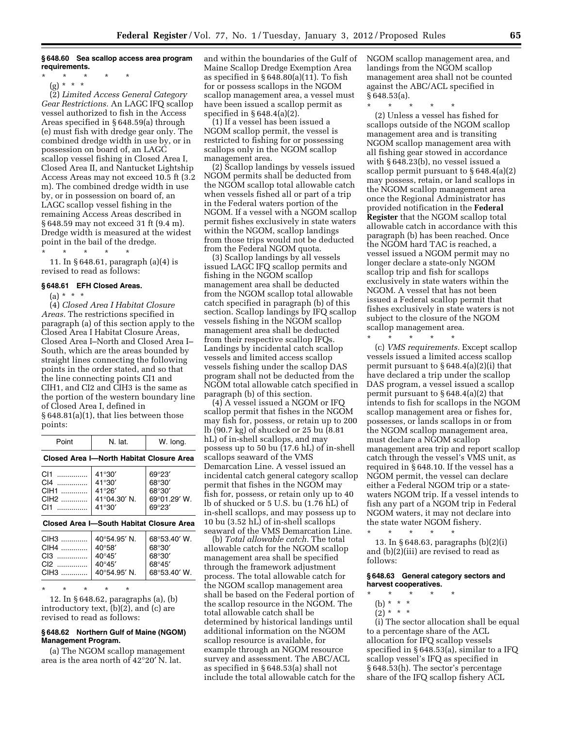### § 648.60 Sea scallop access area program requirements.

\* \* \* \* \*

(g) \* \* \*

(2) *Limited Access General Category Gear Restrictions.* An LAGC IFQ scallop vessel authorized to fish in the Access Areas specified in § 648.59(a) through (e) must fish with dredge gear only. The combined dredge width in use by, or in possession on board of, an LAGC scallop vessel fishing in Closed Area I, Closed Area II, and Nantucket Lightship Access Areas may not exceed 10.5 ft (3.2 m). The combined dredge width in use by, or in possession on board of, an LAGC scallop vessel fishing in the remaining Access Areas described in § 648.59 may not exceed 31 ft (9.4 m). Dredge width is measured at the widest point in the bail of the dredge.

\* \* \* \* \*

11. In § 648.61, paragraph (a)(4) is revised to read as follows:

### § 648.61 EFH Closed Areas.

(a) \* \* \*

(4) *Closed Area I Habitat Closure Areas.* The restrictions specified in paragraph (a) of this section apply to the Closed Area I Habitat Closure Areas, Closed Area I–North and Closed Area I–South, which are the areas bounded by straight lines connecting the following points in the order stated, and so that the line connecting points CI1 and CIH1, and CI2 and CIH3 is the same as the portion of the western boundary line of Closed Area I, defined in § 648.81(a)(1), that lies between those points:

| Point | N. lat. | W. long. |
|---|---|---|
| **Closed Area I—North Habitat Closure Area** | | |
| CI1 | 41°30′ | 69°23′ |
| CI4 | 41°30′ | 68°30′ |
| CIH1 | 41°26′ | 68°30′ |
| CIH2 | 41°04.30′ N. | 69°01.29′ W. |
| CI1 | 41°30′ | 69°23′ |
| **Closed Area I—South Habitat Closure Area** | | |
| CIH3 | 40°54.95′ N. | 68°53.40′ W. |
| CIH4 | 40°58′ | 68°30′ |
| CI3 | 40°45′ | 68°30′ |
| CI2 | 40°45′ | 68°45′ |
| CIH3 | 40°54.95′ N. | 68°53.40′ W. |

\* \* \* \* \*

12. In § 648.62, paragraphs (a), (b) introductory text, (b)(2), and (c) are revised to read as follows:

### § 648.62 Northern Gulf of Maine (NGOM) Management Program.

(a) The NGOM scallop management area is the area north of 42°20′ N. lat. and within the boundaries of the Gulf of Maine Scallop Dredge Exemption Area as specified in § 648.80(a)(11). To fish for or possess scallops in the NGOM scallop management area, a vessel must have been issued a scallop permit as specified in § 648.4(a)(2).

(1) If a vessel has been issued a NGOM scallop permit, the vessel is restricted to fishing for or possessing scallops only in the NGOM scallop management area.

(2) Scallop landings by vessels issued NGOM permits shall be deducted from the NGOM scallop total allowable catch when vessels fished all or part of a trip in the Federal waters portion of the NGOM. If a vessel with a NGOM scallop permit fishes exclusively in state waters within the NGOM, scallop landings from those trips would not be deducted from the Federal NGOM quota.

(3) Scallop landings by all vessels issued LAGC IFQ scallop permits and fishing in the NGOM scallop management area shall be deducted from the NGOM scallop total allowable catch specified in paragraph (b) of this section. Scallop landings by IFQ scallop vessels fishing in the NGOM scallop management area shall be deducted from their respective scallop IFQs. Landings by incidental catch scallop vessels and limited access scallop vessels fishing under the scallop DAS program shall not be deducted from the NGOM total allowable catch specified in paragraph (b) of this section.

(4) A vessel issued a NGOM or IFQ scallop permit that fishes in the NGOM may fish for, possess, or retain up to 200 lb (90.7 kg) of shucked or 25 bu (8.81 hL) of in-shell scallops, and may possess up to 50 bu (17.6 hL) of in-shell scallops seaward of the VMS Demarcation Line. A vessel issued an incidental catch general category scallop permit that fishes in the NGOM may fish for, possess, or retain only up to 40 lb of shucked or 5 U.S. bu (1.76 hL) of in-shell scallops, and may possess up to 10 bu (3.52 hL) of in-shell scallops seaward of the VMS Demarcation Line.

(b) *Total allowable catch.* The total allowable catch for the NGOM scallop management area shall be specified through the framework adjustment process. The total allowable catch for the NGOM scallop management area shall be based on the Federal portion of the scallop resource in the NGOM. The total allowable catch shall be determined by historical landings until additional information on the NGOM scallop resource is available, for example through an NGOM resource survey and assessment. The ABC/ACL as specified in § 648.53(a) shall not include the total allowable catch for the NGOM scallop management area, and landings from the NGOM scallop management area shall not be counted against the ABC/ACL specified in § 648.53(a).

\* \* \* \* \*

(2) Unless a vessel has fished for scallops outside of the NGOM scallop management area and is transiting NGOM scallop management area with all fishing gear stowed in accordance with § 648.23(b), no vessel issued a scallop permit pursuant to § 648.4(a)(2) may possess, retain, or land scallops in the NGOM scallop management area once the Regional Administrator has provided notification in the **Federal Register** that the NGOM scallop total allowable catch in accordance with this paragraph (b) has been reached. Once the NGOM hard TAC is reached, a vessel issued a NGOM permit may no longer declare a state-only NGOM scallop trip and fish for scallops exclusively in state waters within the NGOM. A vessel that has not been issued a Federal scallop permit that fishes exclusively in state waters is not subject to the closure of the NGOM scallop management area.

\* \* \* \* \*

(c) *VMS requirements.* Except scallop vessels issued a limited access scallop permit pursuant to § 648.4(a)(2)(i) that have declared a trip under the scallop DAS program, a vessel issued a scallop permit pursuant to § 648.4(a)(2) that intends to fish for scallops in the NGOM scallop management area or fishes for, possesses, or lands scallops in or from the NGOM scallop management area, must declare a NGOM scallop management area trip and report scallop catch through the vessel's VMS unit, as required in § 648.10. If the vessel has a NGOM permit, the vessel can declare either a Federal NGOM trip or a state-waters NGOM trip. If a vessel intends to fish any part of a NGOM trip in Federal NGOM waters, it may not declare into the state water NGOM fishery.

\* \* \* \* \*

13. In § 648.63, paragraphs (b)(2)(i) and (b)(2)(iii) are revised to read as follows:

### § 648.63 General category sectors and harvest cooperatives.

\* \* \* \* \*

(b) \* \* \*

(2) \* \* \*

(i) The sector allocation shall be equal to a percentage share of the ACL allocation for IFQ scallop vessels specified in § 648.53(a), similar to a IFQ scallop vessel's IFQ as specified in § 648.53(h). The sector's percentage share of the IFQ scallop fishery ACL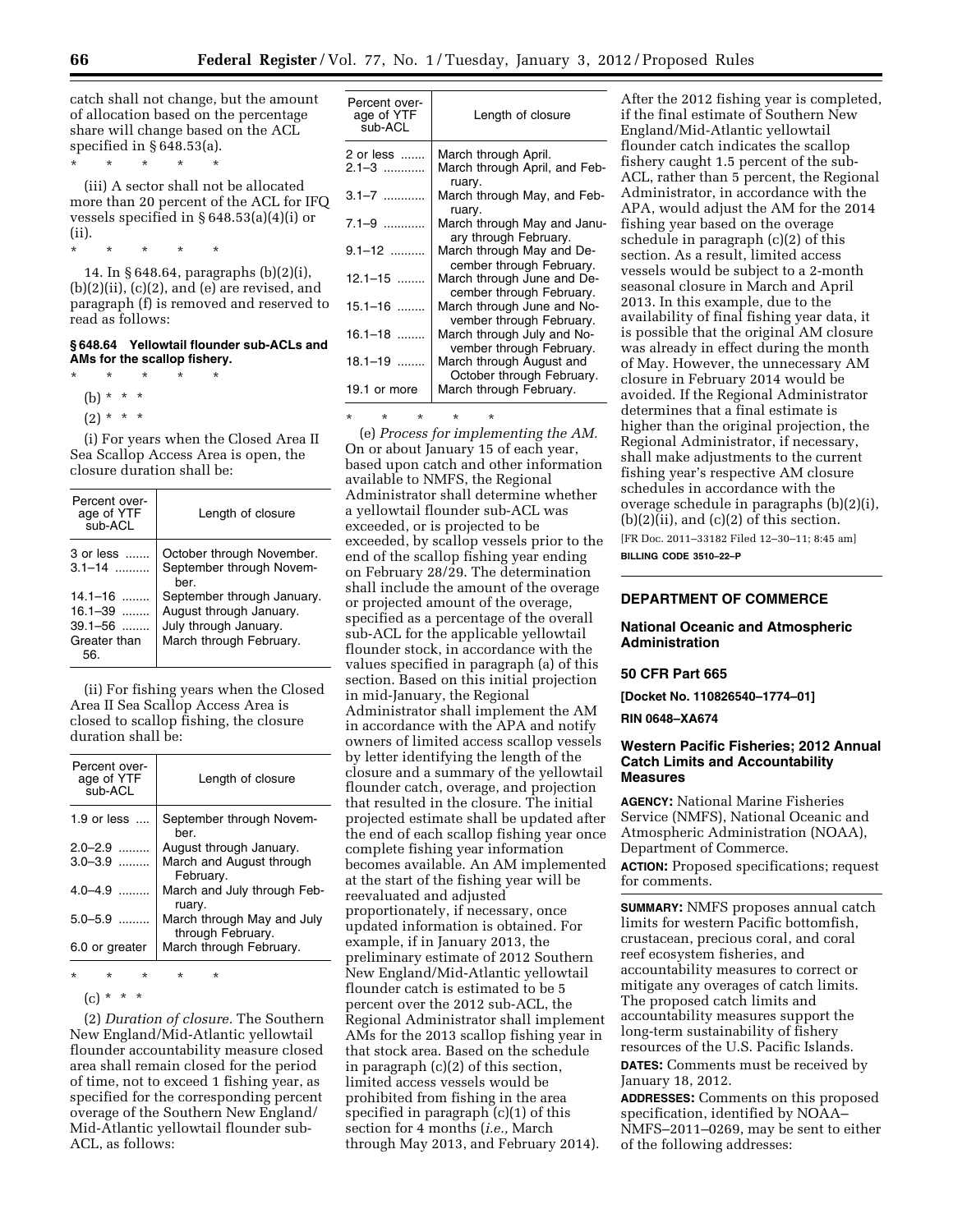catch shall not change, but the amount of allocation based on the percentage share will change based on the ACL specified in § 648.53(a).

\* \* \* \* \*

(iii) A sector shall not be allocated more than 20 percent of the ACL for IFQ vessels specified in § 648.53(a)(4)(i) or (ii).

\* \* \* \* \*

14. In § 648.64, paragraphs (b)(2)(i), (b)(2)(ii), (c)(2), and (e) are revised, and paragraph (f) is removed and reserved to read as follows:

**§ 648.64 Yellowtail flounder sub-ACLs and AMs for the scallop fishery.**

\* \* \* \* \*

(b) \* \* \*

(2) \* \* \*

(i) For years when the Closed Area II Sea Scallop Access Area is open, the closure duration shall be:

| Percent overage of YTF sub-ACL | Length of closure |
|---|---|
| 3 or less | October through November. |
| 3.1–14 | September through November. |
| 14.1–16 | September through January. |
| 16.1–39 | August through January. |
| 39.1–56 | July through January. |
| Greater than 56. | March through February. |

(ii) For fishing years when the Closed Area II Sea Scallop Access Area is closed to scallop fishing, the closure duration shall be:

| Percent overage of YTF sub-ACL | Length of closure |
|---|---|
| 1.9 or less | September through November. |
| 2.0–2.9 | August through January. |
| 3.0–3.9 | March and August through February. |
| 4.0–4.9 | March and July through February. |
| 5.0–5.9 | March through May and July through February. |
| 6.0 or greater | March through February. |

\* \* \* \* \*

(c) \* \* \*

(2) *Duration of closure.* The Southern New England/Mid-Atlantic yellowtail flounder accountability measure closed area shall remain closed for the period of time, not to exceed 1 fishing year, as specified for the corresponding percent overage of the Southern New England/Mid-Atlantic yellowtail flounder sub-ACL, as follows:

| Percent overage of YTF sub-ACL | Length of closure |
|---|---|
| 2 or less | March through April. |
| 2.1–3 | March through April, and February. |
| 3.1–7 | March through May, and February. |
| 7.1–9 | March through May and January through February. |
| 9.1–12 | March through May and December through February. |
| 12.1–15 | March through June and December through February. |
| 15.1–16 | March through June and November through February. |
| 16.1–18 | March through July and November through February. |
| 18.1–19 | March through August and October through February. |
| 19.1 or more | March through February. |

\* \* \* \* \*

(e) *Process for implementing the AM.* On or about January 15 of each year, based upon catch and other information available to NMFS, the Regional Administrator shall determine whether a yellowtail flounder sub-ACL was exceeded, or is projected to be exceeded, by scallop vessels prior to the end of the scallop fishing year ending on February 28/29. The determination shall include the amount of the overage or projected amount of the overage, specified as a percentage of the overall sub-ACL for the applicable yellowtail flounder stock, in accordance with the values specified in paragraph (a) of this section. Based on this initial projection in mid-January, the Regional Administrator shall implement the AM in accordance with the APA and notify owners of limited access scallop vessels by letter identifying the length of the closure and a summary of the yellowtail flounder catch, overage, and projection that resulted in the closure. The initial projected estimate shall be updated after the end of each scallop fishing year once complete fishing year information becomes available. An AM implemented at the start of the fishing year will be reevaluated and adjusted proportionately, if necessary, once updated information is obtained. For example, if in January 2013, the preliminary estimate of 2012 Southern New England/Mid-Atlantic yellowtail flounder catch is estimated to be 5 percent over the 2012 sub-ACL, the Regional Administrator shall implement AMs for the 2013 scallop fishing year in that stock area. Based on the schedule in paragraph (c)(2) of this section, limited access vessels would be prohibited from fishing in the area specified in paragraph (c)(1) of this section for 4 months (*i.e.,* March through May 2013, and February 2014). After the 2012 fishing year is completed, if the final estimate of Southern New England/Mid-Atlantic yellowtail flounder catch indicates the scallop fishery caught 1.5 percent of the sub-ACL, rather than 5 percent, the Regional Administrator, in accordance with the APA, would adjust the AM for the 2014 fishing year based on the overage schedule in paragraph (c)(2) of this section. As a result, limited access vessels would be subject to a 2-month seasonal closure in March and April 2013. In this example, due to the availability of final fishing year data, it is possible that the original AM closure was already in effect during the month of May. However, the unnecessary AM closure in February 2014 would be avoided. If the Regional Administrator determines that a final estimate is higher than the original projection, the Regional Administrator, if necessary, shall make adjustments to the current fishing year's respective AM closure schedules in accordance with the overage schedule in paragraphs (b)(2)(i), (b)(2)(ii), and (c)(2) of this section.

[FR Doc. 2011–33182 Filed 12–30–11; 8:45 am]

**BILLING CODE 3510–22–P**

---

## DEPARTMENT OF COMMERCE

### National Oceanic and Atmospheric Administration

### 50 CFR Part 665

**[Docket No. 110826540–1774–01]**

**RIN 0648–XA674**

### Western Pacific Fisheries; 2012 Annual Catch Limits and Accountability Measures

**AGENCY:** National Marine Fisheries Service (NMFS), National Oceanic and Atmospheric Administration (NOAA), Department of Commerce.

**ACTION:** Proposed specifications; request for comments.

**SUMMARY:** NMFS proposes annual catch limits for western Pacific bottomfish, crustacean, precious coral, and coral reef ecosystem fisheries, and accountability measures to correct or mitigate any overages of catch limits. The proposed catch limits and accountability measures support the long-term sustainability of fishery resources of the U.S. Pacific Islands.

**DATES:** Comments must be received by January 18, 2012.

**ADDRESSES:** Comments on this proposed specification, identified by NOAA–NMFS–2011–0269, may be sent to either of the following addresses: